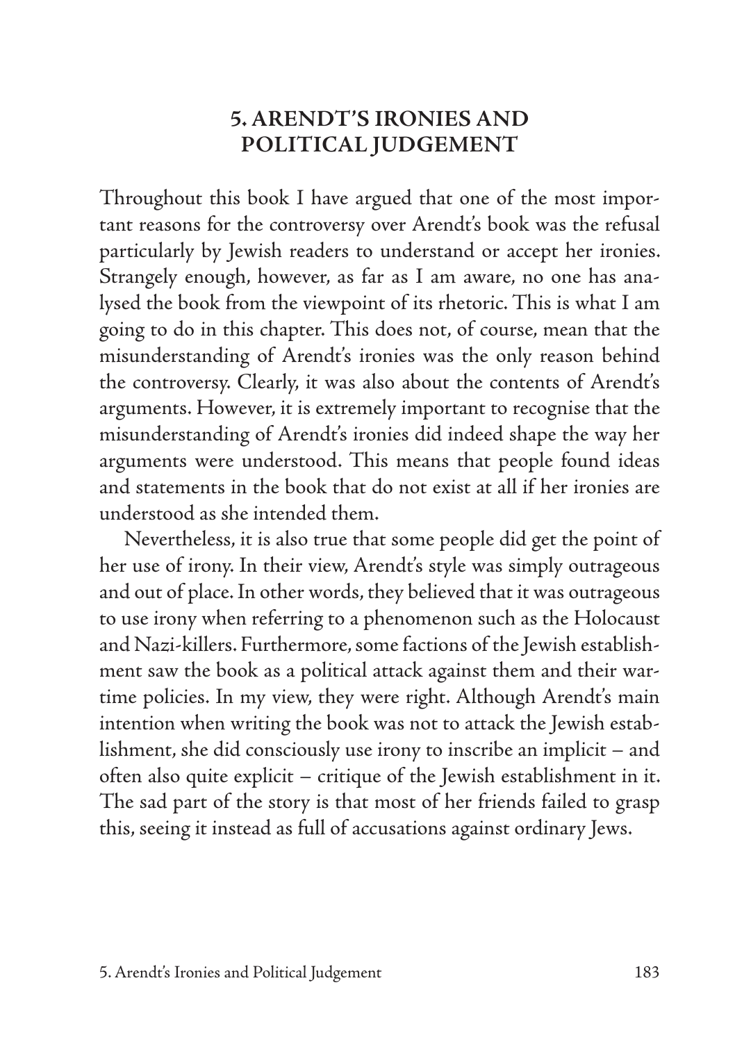# 5. ARENDT'S IRONIES AND POLITICAL JUDGEMENT

Throughout this book I have argued that one of the most important reasons for the controversy over Arendt's book was the refusal particularly by Jewish readers to understand or accept her ironies. Strangely enough, however, as far as I am aware, no one has analysed the book from the viewpoint of its rhetoric. This is what I am going to do in this chapter. This does not, of course, mean that the misunderstanding of Arendt's ironies was the only reason behind the controversy. Clearly, it was also about the contents of Arendt's arguments. However, it is extremely important to recognise that the misunderstanding of Arendt's ironies did indeed shape the way her arguments were understood. This means that people found ideas and statements in the book that do not exist at all if her ironies are understood as she intended them.

Nevertheless, it is also true that some people did get the point of her use of irony. In their view, Arendt's style was simply outrageous and out of place. In other words, they believed that it was outrageous to use irony when referring to a phenomenon such as the Holocaust and Nazi-killers. Furthermore, some factions of the Jewish establishment saw the book as a political attack against them and their wartime policies. In my view, they were right. Although Arendt's main intention when writing the book was not to attack the Jewish establishment, she did consciously use irony to inscribe an implicit – and often also quite explicit – critique of the Jewish establishment in it. The sad part of the story is that most of her friends failed to grasp this, seeing it instead as full of accusations against ordinary Jews.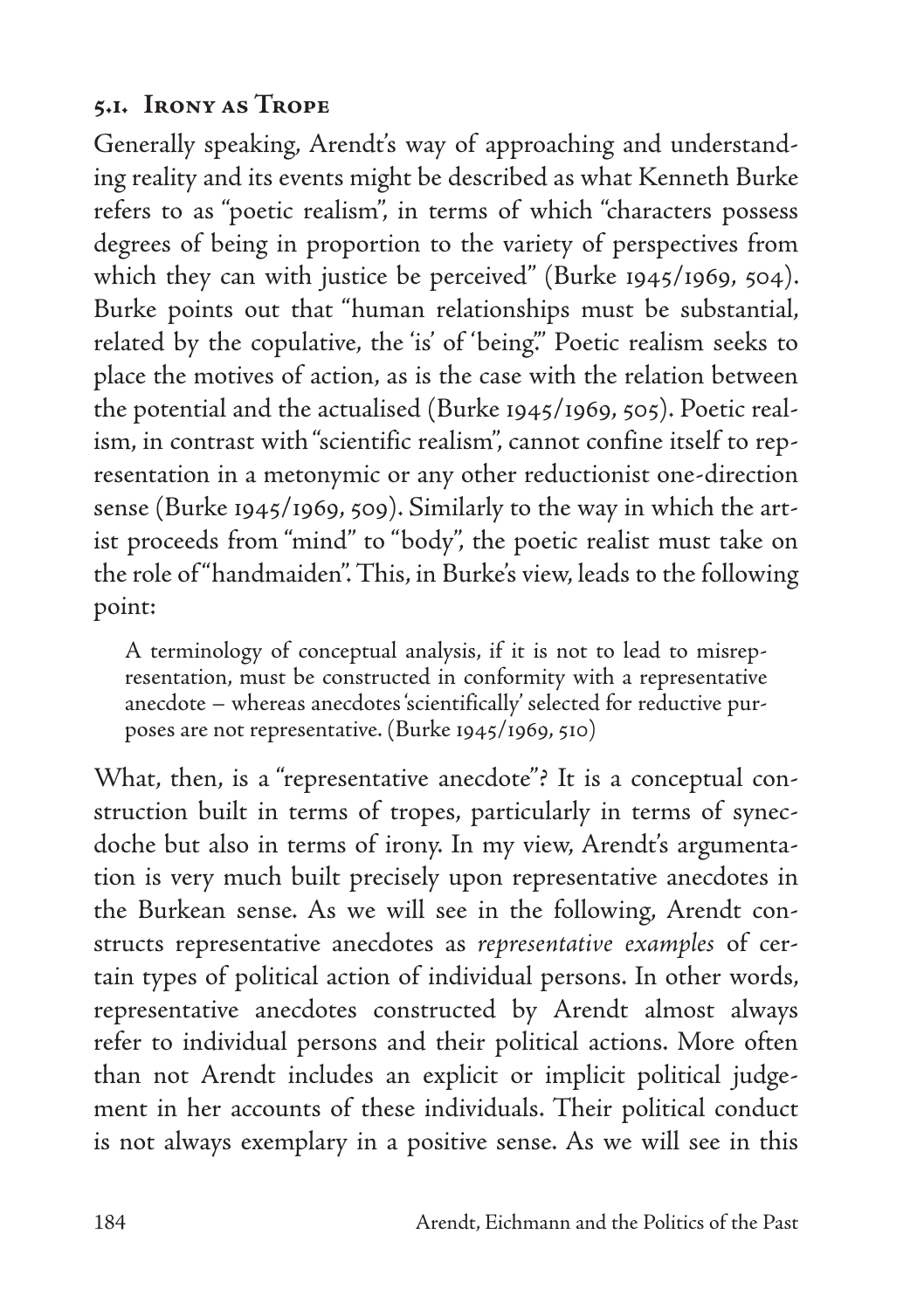## 5.1. Irony as Trope

Generally speaking, Arendt's way of approaching and understanding reality and its events might be described as what Kenneth Burke refers to as "poetic realism", in terms of which "characters possess degrees of being in proportion to the variety of perspectives from which they can with justice be perceived" (Burke 1945/1969, 504). Burke points out that "human relationships must be substantial, related by the copulative, the 'is' of 'being'." Poetic realism seeks to place the motives of action, as is the case with the relation between the potential and the actualised (Burke 1945/1969, 505). Poetic realism, in contrast with "scientific realism", cannot confine itself to representation in a metonymic or any other reductionist one-direction sense (Burke 1945/1969, 509). Similarly to the way in which the artist proceeds from "mind" to "body", the poetic realist must take on the role of "handmaiden". This, in Burke's view, leads to the following point:

> A terminology of conceptual analysis, if it is not to lead to misrepresentation, must be constructed in conformity with a representative anecdote – whereas anecdotes 'scientifically' selected for reductive purposes are not representative. (Burke 1945/1969, 510)

What, then, is a "representative anecdote"? It is a conceptual construction built in terms of tropes, particularly in terms of synecdoche but also in terms of irony. In my view, Arendt's argumentation is very much built precisely upon representative anecdotes in the Burkean sense. As we will see in the following, Arendt constructs representative anecdotes as *representative examples* of certain types of political action of individual persons. In other words, representative anecdotes constructed by Arendt almost always refer to individual persons and their political actions. More often than not Arendt includes an explicit or implicit political judgement in her accounts of these individuals. Their political conduct is not always exemplary in a positive sense. As we will see in this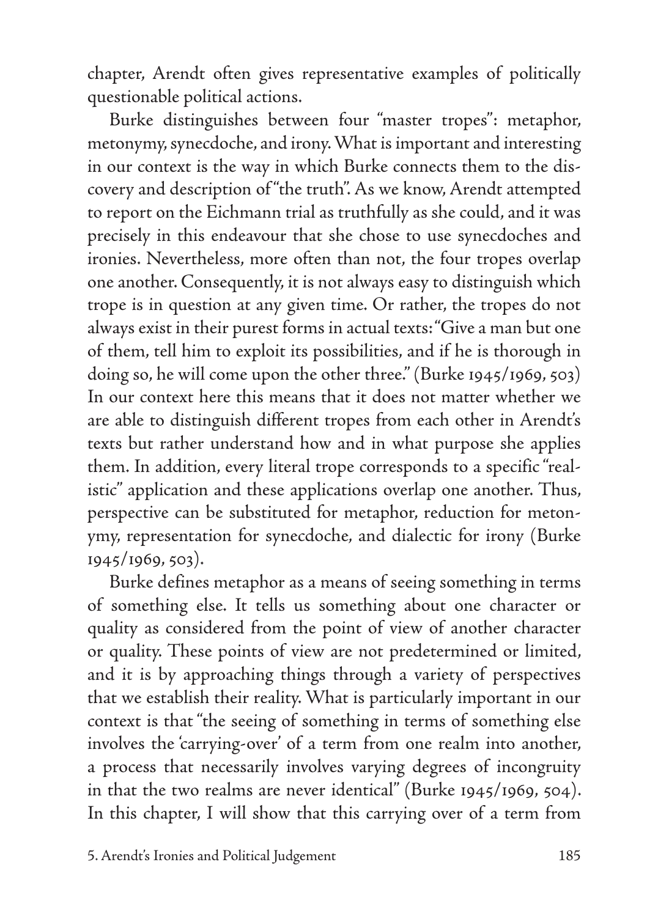chapter, Arendt often gives representative examples of politically questionable political actions.

Burke distinguishes between four "master tropes": metaphor, metonymy, synecdoche, and irony. What is important and interesting in our context is the way in which Burke connects them to the discovery and description of "the truth". As we know, Arendt attempted to report on the Eichmann trial as truthfully as she could, and it was precisely in this endeavour that she chose to use synecdoches and ironies. Nevertheless, more often than not, the four tropes overlap one another. Consequently, it is not always easy to distinguish which trope is in question at any given time. Or rather, the tropes do not always exist in their purest forms in actual texts: "Give a man but one of them, tell him to exploit its possibilities, and if he is thorough in doing so, he will come upon the other three." (Burke 1945/1969, 503) In our context here this means that it does not matter whether we are able to distinguish different tropes from each other in Arendt's texts but rather understand how and in what purpose she applies them. In addition, every literal trope corresponds to a specific "realistic" application and these applications overlap one another. Thus, perspective can be substituted for metaphor, reduction for metonymy, representation for synecdoche, and dialectic for irony (Burke 1945/1969, 503).

Burke defines metaphor as a means of seeing something in terms of something else. It tells us something about one character or quality as considered from the point of view of another character or quality. These points of view are not predetermined or limited, and it is by approaching things through a variety of perspectives that we establish their reality. What is particularly important in our context is that "the seeing of something in terms of something else involves the 'carrying-over' of a term from one realm into another, a process that necessarily involves varying degrees of incongruity in that the two realms are never identical" (Burke 1945/1969, 504). In this chapter, I will show that this carrying over of a term from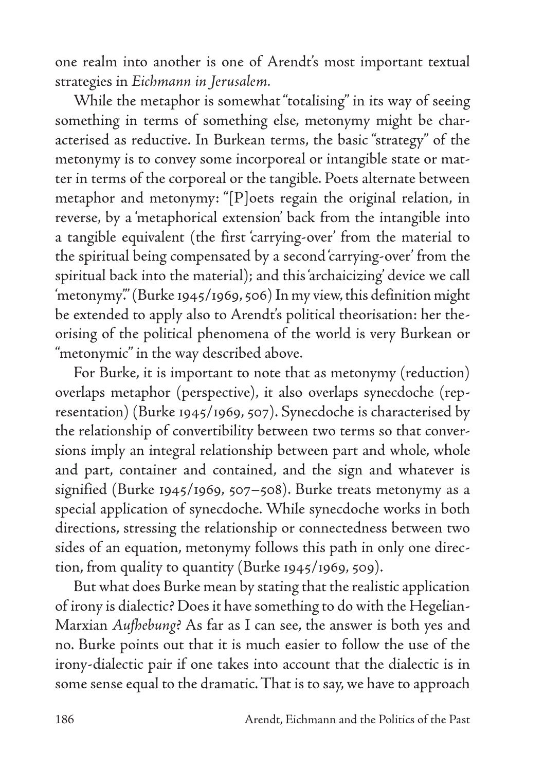one realm into another is one of Arendt's most important textual strategies in *Eichmann in Jerusalem*.

While the metaphor is somewhat "totalising" in its way of seeing something in terms of something else, metonymy might be characterised as reductive. In Burkean terms, the basic "strategy" of the metonymy is to convey some incorporeal or intangible state or matter in terms of the corporeal or the tangible. Poets alternate between metaphor and metonymy: "[P]oets regain the original relation, in reverse, by a 'metaphorical extension' back from the intangible into a tangible equivalent (the first 'carrying-over' from the material to the spiritual being compensated by a second 'carrying-over' from the spiritual back into the material); and this 'archaicizing' device we call 'metonymy'." (Burke 1945/1969, 506) In my view, this definition might be extended to apply also to Arendt's political theorisation: her theorising of the political phenomena of the world is very Burkean or "metonymic" in the way described above.

For Burke, it is important to note that as metonymy (reduction) overlaps metaphor (perspective), it also overlaps synecdoche (representation) (Burke 1945/1969, 507). Synecdoche is characterised by the relationship of convertibility between two terms so that conversions imply an integral relationship between part and whole, whole and part, container and contained, and the sign and whatever is signified (Burke 1945/1969, 507–508). Burke treats metonymy as a special application of synecdoche. While synecdoche works in both directions, stressing the relationship or connectedness between two sides of an equation, metonymy follows this path in only one direction, from quality to quantity (Burke 1945/1969, 509).

But what does Burke mean by stating that the realistic application of irony is dialectic? Does it have something to do with the Hegelian-Marxian *Aufhebung*? As far as I can see, the answer is both yes and no. Burke points out that it is much easier to follow the use of the irony-dialectic pair if one takes into account that the dialectic is in some sense equal to the dramatic. That is to say, we have to approach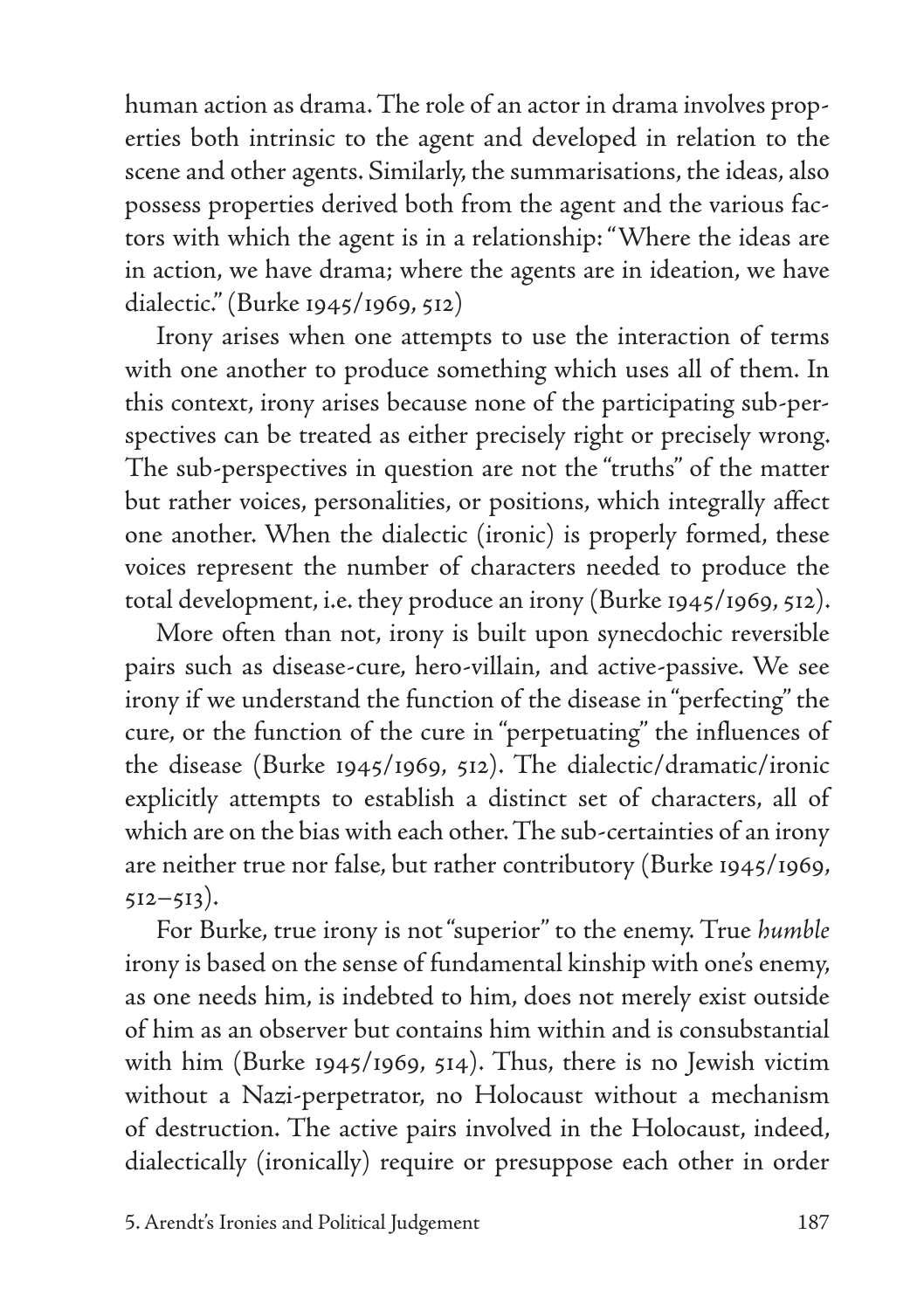human action as drama. The role of an actor in drama involves properties both intrinsic to the agent and developed in relation to the scene and other agents. Similarly, the summarisations, the ideas, also possess properties derived both from the agent and the various factors with which the agent is in a relationship: "Where the ideas are in action, we have drama; where the agents are in ideation, we have dialectic." (Burke 1945/1969, 512)

Irony arises when one attempts to use the interaction of terms with one another to produce something which uses all of them. In this context, irony arises because none of the participating sub-perspectives can be treated as either precisely right or precisely wrong. The sub-perspectives in question are not the "truths" of the matter but rather voices, personalities, or positions, which integrally affect one another. When the dialectic (ironic) is properly formed, these voices represent the number of characters needed to produce the total development, i.e. they produce an irony (Burke 1945/1969, 512).

More often than not, irony is built upon synecdochic reversible pairs such as disease-cure, hero-villain, and active-passive. We see irony if we understand the function of the disease in "perfecting" the cure, or the function of the cure in "perpetuating" the influences of the disease (Burke 1945/1969, 512). The dialectic/dramatic/ironic explicitly attempts to establish a distinct set of characters, all of which are on the bias with each other. The sub-certainties of an irony are neither true nor false, but rather contributory (Burke 1945/1969, 512–513).

For Burke, true irony is not "superior" to the enemy. True *humble* irony is based on the sense of fundamental kinship with one's enemy, as one needs him, is indebted to him, does not merely exist outside of him as an observer but contains him within and is consubstantial with him (Burke 1945/1969, 514). Thus, there is no Jewish victim without a Nazi-perpetrator, no Holocaust without a mechanism of destruction. The active pairs involved in the Holocaust, indeed, dialectically (ironically) require or presuppose each other in order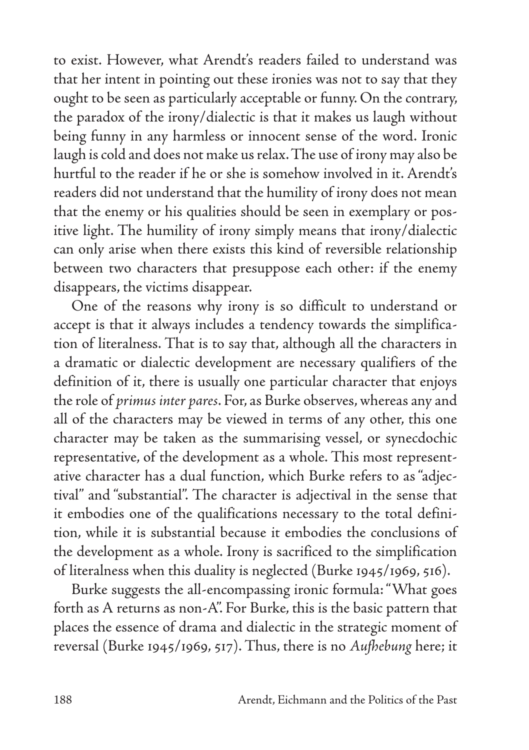to exist. However, what Arendt's readers failed to understand was that her intent in pointing out these ironies was not to say that they ought to be seen as particularly acceptable or funny. On the contrary, the paradox of the irony/dialectic is that it makes us laugh without being funny in any harmless or innocent sense of the word. Ironic laugh is cold and does not make us relax. The use of irony may also be hurtful to the reader if he or she is somehow involved in it. Arendt's readers did not understand that the humility of irony does not mean that the enemy or his qualities should be seen in exemplary or positive light. The humility of irony simply means that irony/dialectic can only arise when there exists this kind of reversible relationship between two characters that presuppose each other: if the enemy disappears, the victims disappear.

One of the reasons why irony is so difficult to understand or accept is that it always includes a tendency towards the simplification of literalness. That is to say that, although all the characters in a dramatic or dialectic development are necessary qualifiers of the definition of it, there is usually one particular character that enjoys the role of *primus inter pares*. For, as Burke observes, whereas any and all of the characters may be viewed in terms of any other, this one character may be taken as the summarising vessel, or synecdochic representative, of the development as a whole. This most representative character has a dual function, which Burke refers to as "adjectival" and "substantial". The character is adjectival in the sense that it embodies one of the qualifications necessary to the total definition, while it is substantial because it embodies the conclusions of the development as a whole. Irony is sacrificed to the simplification of literalness when this duality is neglected (Burke 1945/1969, 516).

Burke suggests the all-encompassing ironic formula: "What goes forth as A returns as non-A". For Burke, this is the basic pattern that places the essence of drama and dialectic in the strategic moment of reversal (Burke 1945/1969, 517). Thus, there is no *Aufhebung* here; it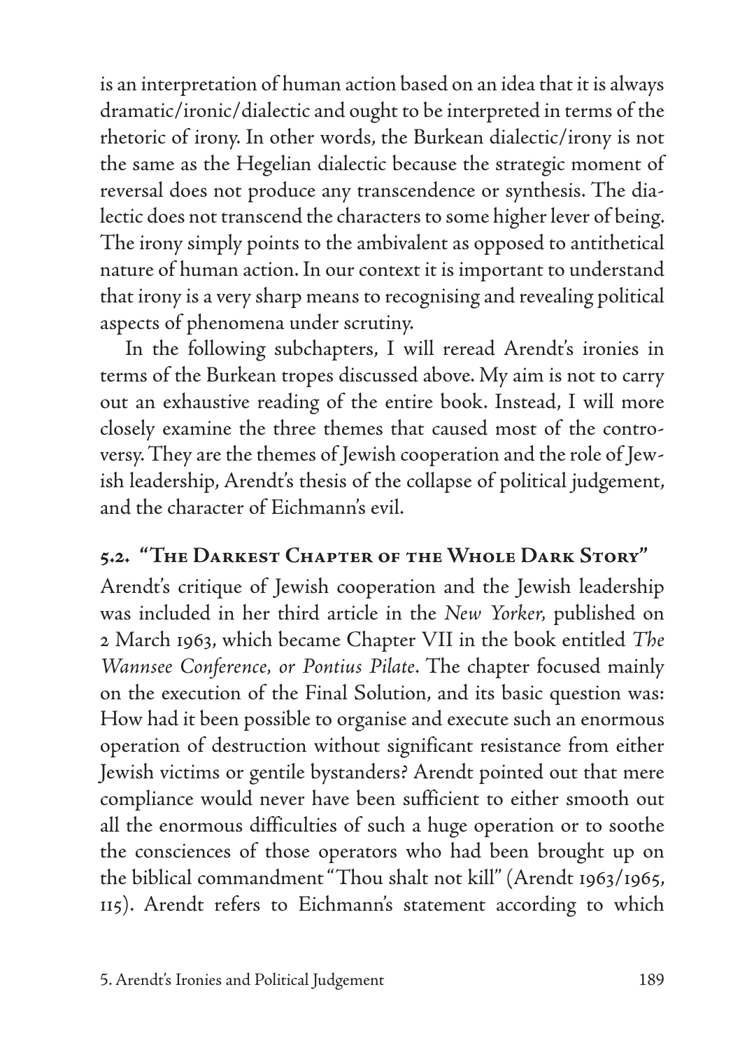is an interpretation of human action based on an idea that it is always dramatic/ironic/dialectic and ought to be interpreted in terms of the rhetoric of irony. In other words, the Burkean dialectic/irony is not the same as the Hegelian dialectic because the strategic moment of reversal does not produce any transcendence or synthesis. The dialectic does not transcend the characters to some higher lever of being. The irony simply points to the ambivalent as opposed to antithetical nature of human action. In our context it is important to understand that irony is a very sharp means to recognising and revealing political aspects of phenomena under scrutiny.

In the following subchapters, I will reread Arendt's ironies in terms of the Burkean tropes discussed above. My aim is not to carry out an exhaustive reading of the entire book. Instead, I will more closely examine the three themes that caused most of the controversy. They are the themes of Jewish cooperation and the role of Jewish leadership, Arendt's thesis of the collapse of political judgement, and the character of Eichmann's evil.

## 5.2. "The Darkest Chapter of the Whole Dark Story"

Arendt's critique of Jewish cooperation and the Jewish leadership was included in her third article in the *New Yorker*, published on 2 March 1963, which became Chapter VII in the book entitled *The Wannsee Conference, or Pontius Pilate*. The chapter focused mainly on the execution of the Final Solution, and its basic question was: How had it been possible to organise and execute such an enormous operation of destruction without significant resistance from either Jewish victims or gentile bystanders? Arendt pointed out that mere compliance would never have been sufficient to either smooth out all the enormous difficulties of such a huge operation or to soothe the consciences of those operators who had been brought up on the biblical commandment "Thou shalt not kill" (Arendt 1963/1965, 115). Arendt refers to Eichmann's statement according to which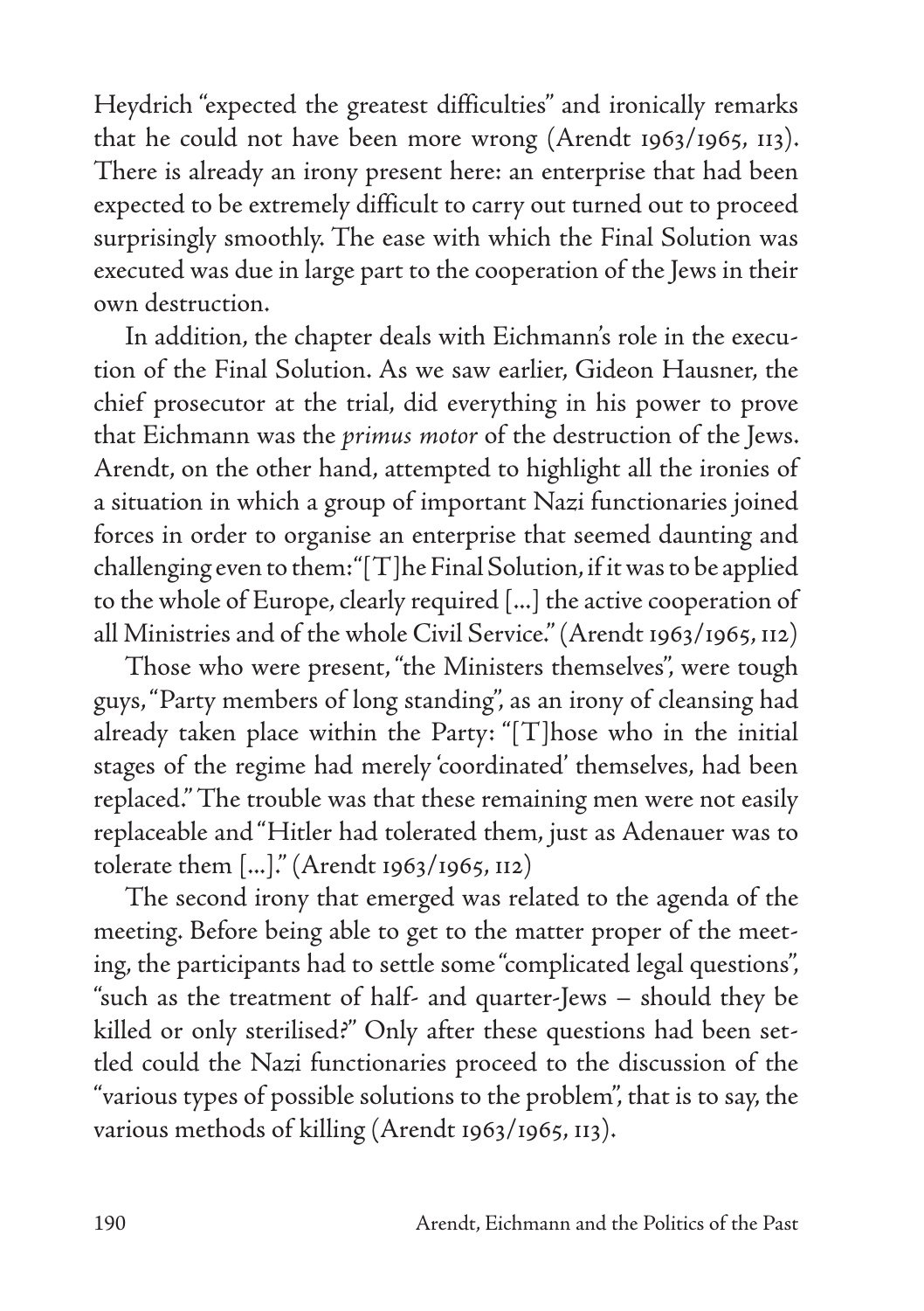Heydrich "expected the greatest difficulties" and ironically remarks that he could not have been more wrong (Arendt 1963/1965, 113). There is already an irony present here: an enterprise that had been expected to be extremely difficult to carry out turned out to proceed surprisingly smoothly. The ease with which the Final Solution was executed was due in large part to the cooperation of the Jews in their own destruction.

In addition, the chapter deals with Eichmann's role in the execution of the Final Solution. As we saw earlier, Gideon Hausner, the chief prosecutor at the trial, did everything in his power to prove that Eichmann was the *primus motor* of the destruction of the Jews. Arendt, on the other hand, attempted to highlight all the ironies of a situation in which a group of important Nazi functionaries joined forces in order to organise an enterprise that seemed daunting and challenging even to them: "[T]he Final Solution, if it was to be applied to the whole of Europe, clearly required [...] the active cooperation of all Ministries and of the whole Civil Service." (Arendt 1963/1965, 112)

Those who were present, "the Ministers themselves", were tough guys, "Party members of long standing", as an irony of cleansing had already taken place within the Party: "[T]hose who in the initial stages of the regime had merely 'coordinated' themselves, had been replaced." The trouble was that these remaining men were not easily replaceable and "Hitler had tolerated them, just as Adenauer was to tolerate them [...]." (Arendt 1963/1965, 112)

The second irony that emerged was related to the agenda of the meeting. Before being able to get to the matter proper of the meeting, the participants had to settle some "complicated legal questions", "such as the treatment of half- and quarter-Jews – should they be killed or only sterilised?" Only after these questions had been settled could the Nazi functionaries proceed to the discussion of the "various types of possible solutions to the problem", that is to say, the various methods of killing (Arendt 1963/1965, 113).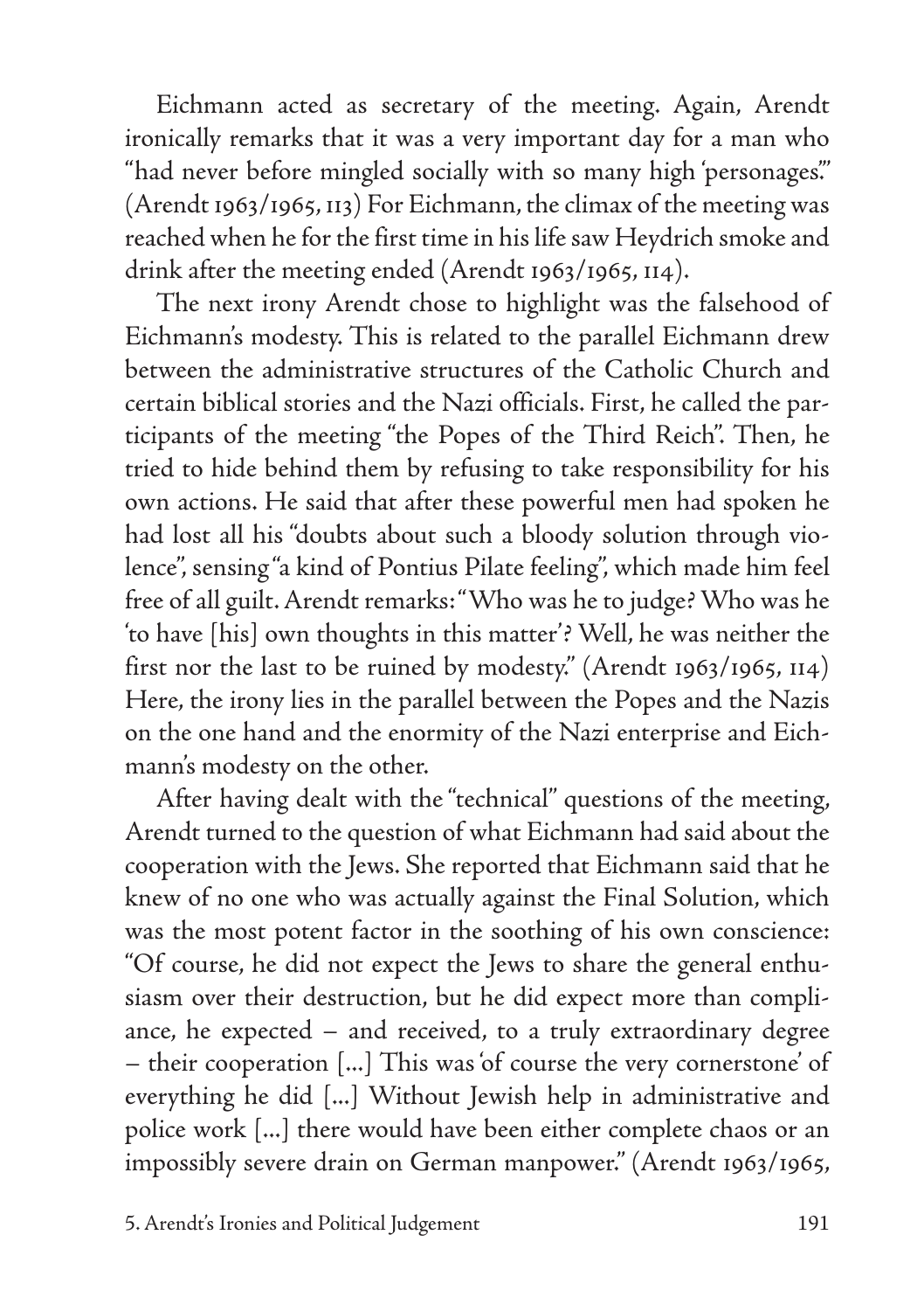Eichmann acted as secretary of the meeting. Again, Arendt ironically remarks that it was a very important day for a man who "had never before mingled socially with so many high 'personages.'" (Arendt 1963/1965, 113) For Eichmann, the climax of the meeting was reached when he for the first time in his life saw Heydrich smoke and drink after the meeting ended (Arendt 1963/1965, 114).

The next irony Arendt chose to highlight was the falsehood of Eichmann's modesty. This is related to the parallel Eichmann drew between the administrative structures of the Catholic Church and certain biblical stories and the Nazi officials. First, he called the participants of the meeting "the Popes of the Third Reich". Then, he tried to hide behind them by refusing to take responsibility for his own actions. He said that after these powerful men had spoken he had lost all his "doubts about such a bloody solution through violence", sensing "a kind of Pontius Pilate feeling", which made him feel free of all guilt. Arendt remarks: "Who was he to judge? Who was he 'to have [his] own thoughts in this matter'? Well, he was neither the first nor the last to be ruined by modesty." (Arendt 1963/1965, 114) Here, the irony lies in the parallel between the Popes and the Nazis on the one hand and the enormity of the Nazi enterprise and Eichmann's modesty on the other.

After having dealt with the "technical" questions of the meeting, Arendt turned to the question of what Eichmann had said about the cooperation with the Jews. She reported that Eichmann said that he knew of no one who was actually against the Final Solution, which was the most potent factor in the soothing of his own conscience: "Of course, he did not expect the Jews to share the general enthusiasm over their destruction, but he did expect more than compliance, he expected – and received, to a truly extraordinary degree – their cooperation [...] This was 'of course the very cornerstone' of everything he did [...] Without Jewish help in administrative and police work [...] there would have been either complete chaos or an impossibly severe drain on German manpower." (Arendt 1963/1965,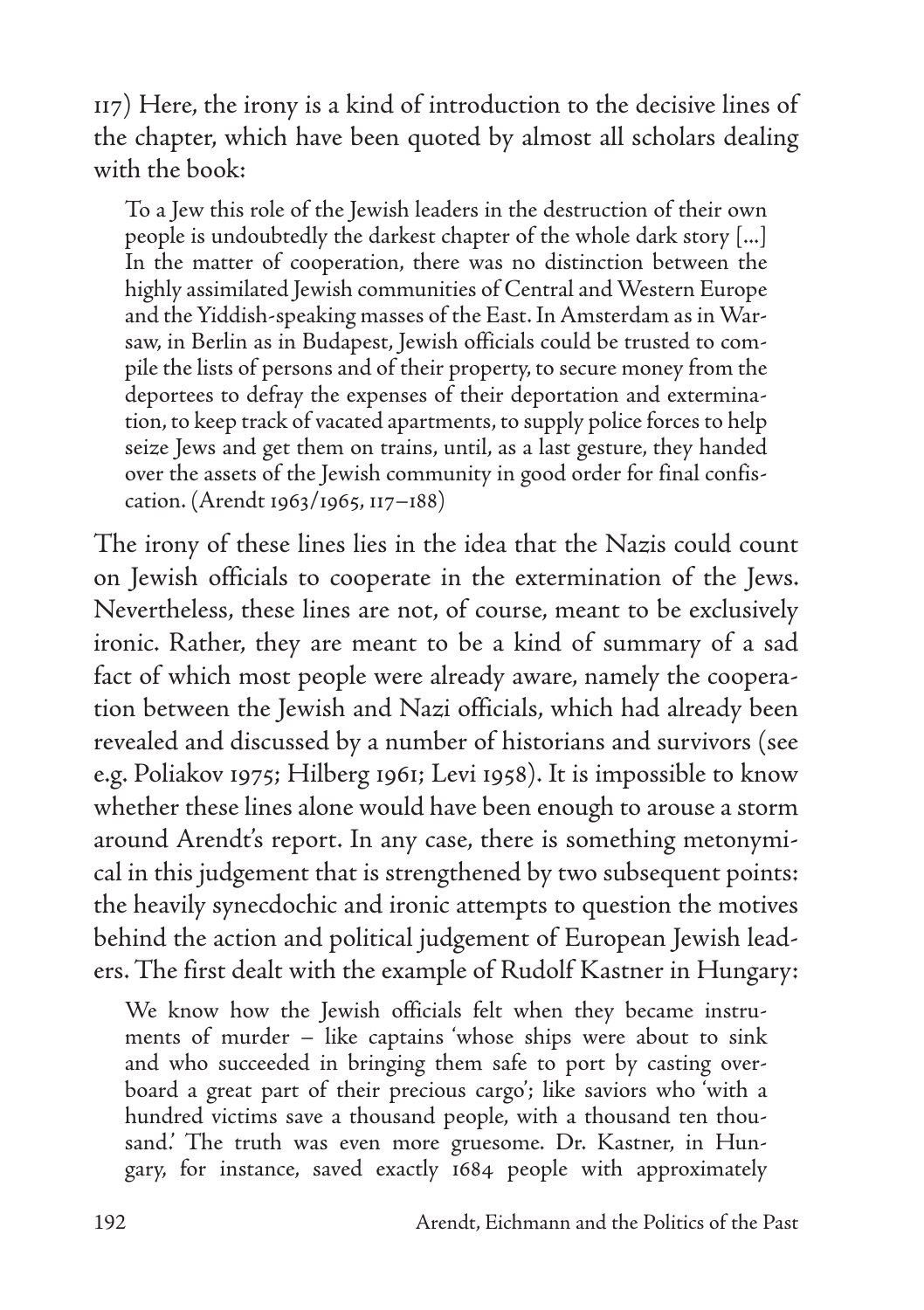117) Here, the irony is a kind of introduction to the decisive lines of the chapter, which have been quoted by almost all scholars dealing with the book:

> To a Jew this role of the Jewish leaders in the destruction of their own people is undoubtedly the darkest chapter of the whole dark story [...] In the matter of cooperation, there was no distinction between the highly assimilated Jewish communities of Central and Western Europe and the Yiddish-speaking masses of the East. In Amsterdam as in Warsaw, in Berlin as in Budapest, Jewish officials could be trusted to compile the lists of persons and of their property, to secure money from the deportees to defray the expenses of their deportation and extermination, to keep track of vacated apartments, to supply police forces to help seize Jews and get them on trains, until, as a last gesture, they handed over the assets of the Jewish community in good order for final confiscation. (Arendt 1963/1965, 117–188)

The irony of these lines lies in the idea that the Nazis could count on Jewish officials to cooperate in the extermination of the Jews. Nevertheless, these lines are not, of course, meant to be exclusively ironic. Rather, they are meant to be a kind of summary of a sad fact of which most people were already aware, namely the cooperation between the Jewish and Nazi officials, which had already been revealed and discussed by a number of historians and survivors (see e.g. Poliakov 1975; Hilberg 1961; Levi 1958). It is impossible to know whether these lines alone would have been enough to arouse a storm around Arendt's report. In any case, there is something metonymical in this judgement that is strengthened by two subsequent points: the heavily synecdochic and ironic attempts to question the motives behind the action and political judgement of European Jewish leaders. The first dealt with the example of Rudolf Kastner in Hungary:

> We know how the Jewish officials felt when they became instruments of murder – like captains 'whose ships were about to sink and who succeeded in bringing them safe to port by casting overboard a great part of their precious cargo'; like saviors who 'with a hundred victims save a thousand people, with a thousand ten thousand.' The truth was even more gruesome. Dr. Kastner, in Hungary, for instance, saved exactly 1684 people with approximately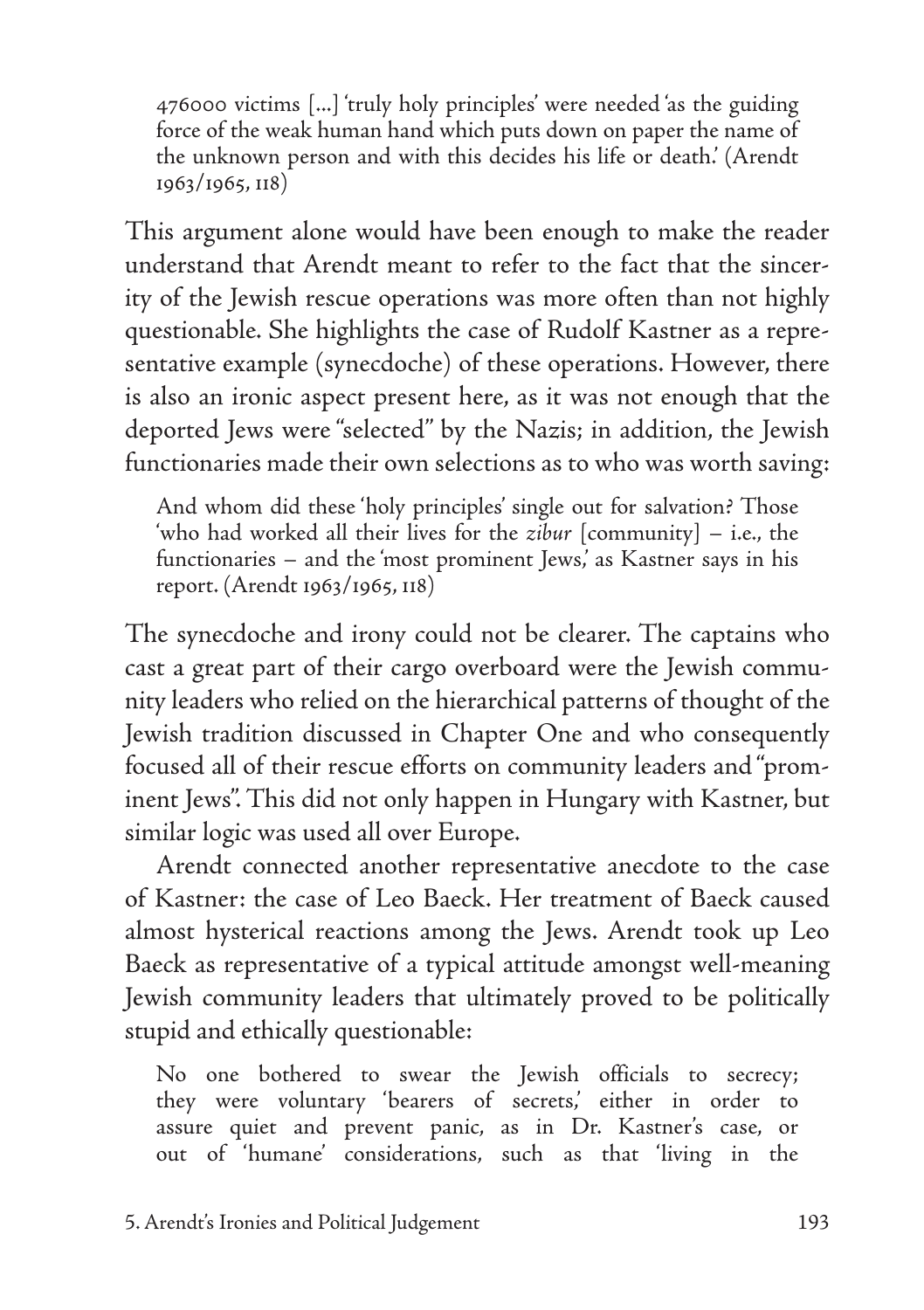> 476000 victims [...] 'truly holy principles' were needed 'as the guiding force of the weak human hand which puts down on paper the name of the unknown person and with this decides his life or death.' (Arendt 1963/1965, 118)

This argument alone would have been enough to make the reader understand that Arendt meant to refer to the fact that the sincerity of the Jewish rescue operations was more often than not highly questionable. She highlights the case of Rudolf Kastner as a representative example (synecdoche) of these operations. However, there is also an ironic aspect present here, as it was not enough that the deported Jews were "selected" by the Nazis; in addition, the Jewish functionaries made their own selections as to who was worth saving:

> And whom did these 'holy principles' single out for salvation? Those 'who had worked all their lives for the *zibur* [community] – i.e., the functionaries – and the 'most prominent Jews,' as Kastner says in his report. (Arendt 1963/1965, 118)

The synecdoche and irony could not be clearer. The captains who cast a great part of their cargo overboard were the Jewish community leaders who relied on the hierarchical patterns of thought of the Jewish tradition discussed in Chapter One and who consequently focused all of their rescue efforts on community leaders and "prominent Jews". This did not only happen in Hungary with Kastner, but similar logic was used all over Europe.

Arendt connected another representative anecdote to the case of Kastner: the case of Leo Baeck. Her treatment of Baeck caused almost hysterical reactions among the Jews. Arendt took up Leo Baeck as representative of a typical attitude amongst well-meaning Jewish community leaders that ultimately proved to be politically stupid and ethically questionable:

> No one bothered to swear the Jewish officials to secrecy; they were voluntary 'bearers of secrets,' either in order to assure quiet and prevent panic, as in Dr. Kastner's case, or out of 'humane' considerations, such as that 'living in the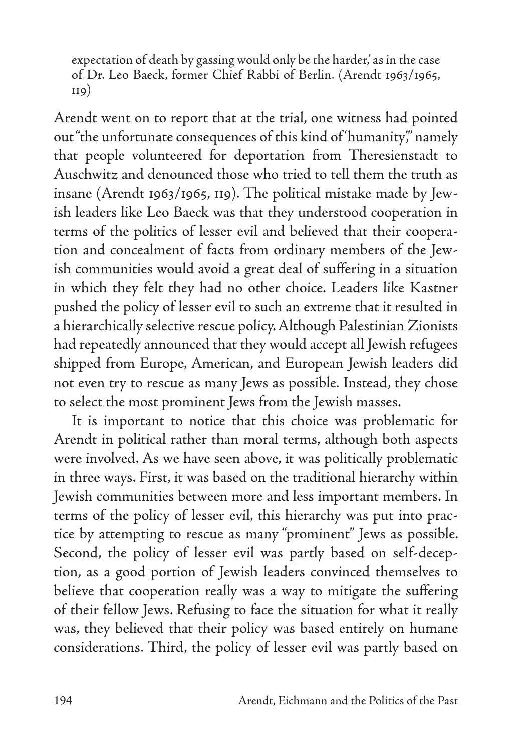> expectation of death by gassing would only be the harder,' as in the case of Dr. Leo Baeck, former Chief Rabbi of Berlin. (Arendt 1963/1965, 119)

Arendt went on to report that at the trial, one witness had pointed out "the unfortunate consequences of this kind of 'humanity,'" namely that people volunteered for deportation from Theresienstadt to Auschwitz and denounced those who tried to tell them the truth as insane (Arendt 1963/1965, 119). The political mistake made by Jewish leaders like Leo Baeck was that they understood cooperation in terms of the politics of lesser evil and believed that their cooperation and concealment of facts from ordinary members of the Jewish communities would avoid a great deal of suffering in a situation in which they felt they had no other choice. Leaders like Kastner pushed the policy of lesser evil to such an extreme that it resulted in a hierarchically selective rescue policy. Although Palestinian Zionists had repeatedly announced that they would accept all Jewish refugees shipped from Europe, American, and European Jewish leaders did not even try to rescue as many Jews as possible. Instead, they chose to select the most prominent Jews from the Jewish masses.

It is important to notice that this choice was problematic for Arendt in political rather than moral terms, although both aspects were involved. As we have seen above, it was politically problematic in three ways. First, it was based on the traditional hierarchy within Jewish communities between more and less important members. In terms of the policy of lesser evil, this hierarchy was put into practice by attempting to rescue as many "prominent" Jews as possible. Second, the policy of lesser evil was partly based on self-deception, as a good portion of Jewish leaders convinced themselves to believe that cooperation really was a way to mitigate the suffering of their fellow Jews. Refusing to face the situation for what it really was, they believed that their policy was based entirely on humane considerations. Third, the policy of lesser evil was partly based on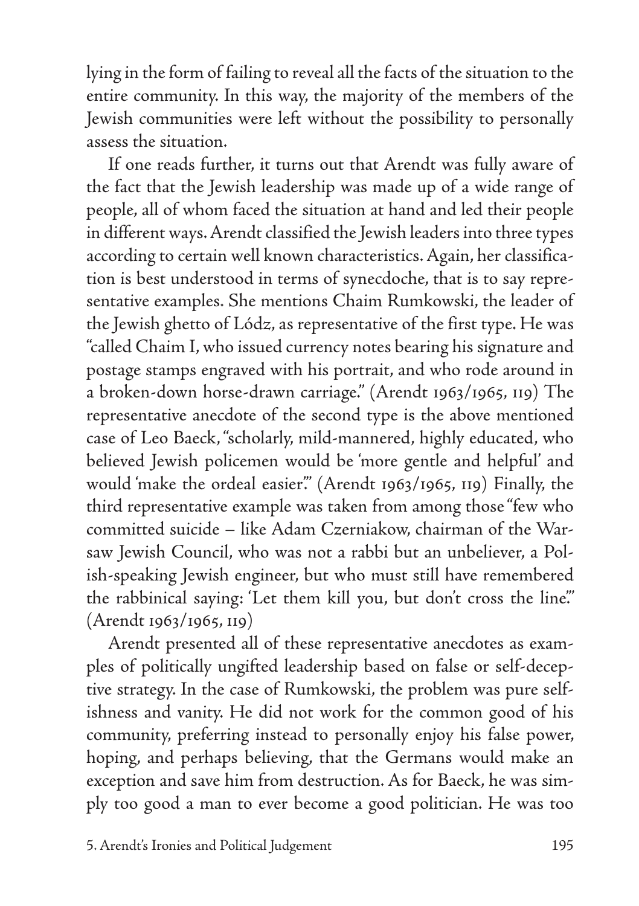lying in the form of failing to reveal all the facts of the situation to the entire community. In this way, the majority of the members of the Jewish communities were left without the possibility to personally assess the situation.

If one reads further, it turns out that Arendt was fully aware of the fact that the Jewish leadership was made up of a wide range of people, all of whom faced the situation at hand and led their people in different ways. Arendt classified the Jewish leaders into three types according to certain well known characteristics. Again, her classification is best understood in terms of synecdoche, that is to say representative examples. She mentions Chaim Rumkowski, the leader of the Jewish ghetto of Lódz, as representative of the first type. He was "called Chaim I, who issued currency notes bearing his signature and postage stamps engraved with his portrait, and who rode around in a broken-down horse-drawn carriage." (Arendt 1963/1965, 119) The representative anecdote of the second type is the above mentioned case of Leo Baeck, "scholarly, mild-mannered, highly educated, who believed Jewish policemen would be 'more gentle and helpful' and would 'make the ordeal easier.'" (Arendt 1963/1965, 119) Finally, the third representative example was taken from among those "few who committed suicide – like Adam Czerniakow, chairman of the Warsaw Jewish Council, who was not a rabbi but an unbeliever, a Polish-speaking Jewish engineer, but who must still have remembered the rabbinical saying: 'Let them kill you, but don't cross the line.'" (Arendt 1963/1965, 119)

Arendt presented all of these representative anecdotes as examples of politically ungifted leadership based on false or self-deceptive strategy. In the case of Rumkowski, the problem was pure selfishness and vanity. He did not work for the common good of his community, preferring instead to personally enjoy his false power, hoping, and perhaps believing, that the Germans would make an exception and save him from destruction. As for Baeck, he was simply too good a man to ever become a good politician. He was too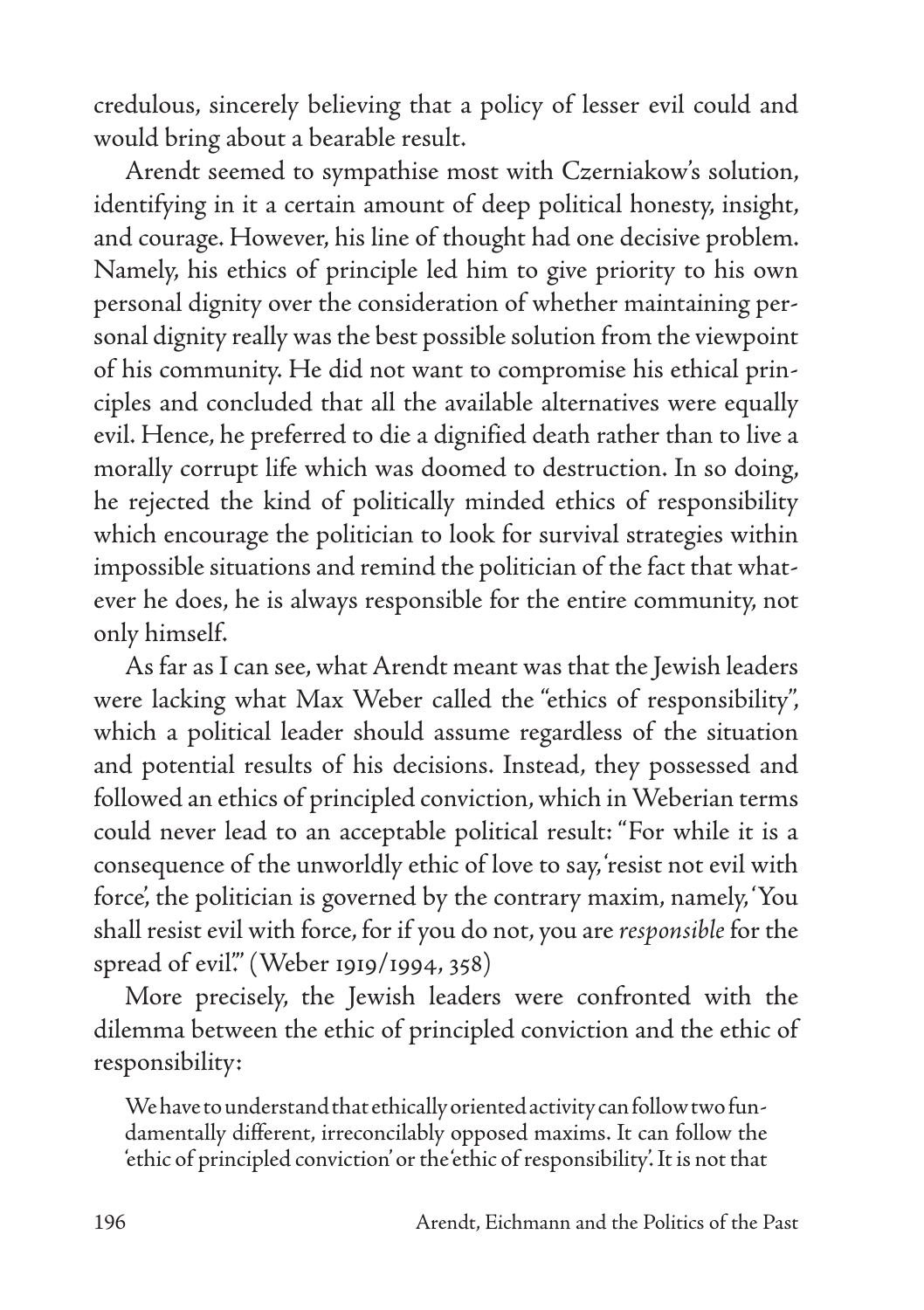credulous, sincerely believing that a policy of lesser evil could and would bring about a bearable result.

Arendt seemed to sympathise most with Czerniakow's solution, identifying in it a certain amount of deep political honesty, insight, and courage. However, his line of thought had one decisive problem. Namely, his ethics of principle led him to give priority to his own personal dignity over the consideration of whether maintaining personal dignity really was the best possible solution from the viewpoint of his community. He did not want to compromise his ethical principles and concluded that all the available alternatives were equally evil. Hence, he preferred to die a dignified death rather than to live a morally corrupt life which was doomed to destruction. In so doing, he rejected the kind of politically minded ethics of responsibility which encourage the politician to look for survival strategies within impossible situations and remind the politician of the fact that whatever he does, he is always responsible for the entire community, not only himself.

As far as I can see, what Arendt meant was that the Jewish leaders were lacking what Max Weber called the "ethics of responsibility", which a political leader should assume regardless of the situation and potential results of his decisions. Instead, they possessed and followed an ethics of principled conviction, which in Weberian terms could never lead to an acceptable political result: "For while it is a consequence of the unworldly ethic of love to say, 'resist not evil with force', the politician is governed by the contrary maxim, namely, 'You shall resist evil with force, for if you do not, you are *responsible* for the spread of evil'." (Weber 1919/1994, 358)

More precisely, the Jewish leaders were confronted with the dilemma between the ethic of principled conviction and the ethic of responsibility:

> We have to understand that ethically oriented activity can follow two fundamentally different, irreconcilably opposed maxims. It can follow the 'ethic of principled conviction' or the 'ethic of responsibility'. It is not that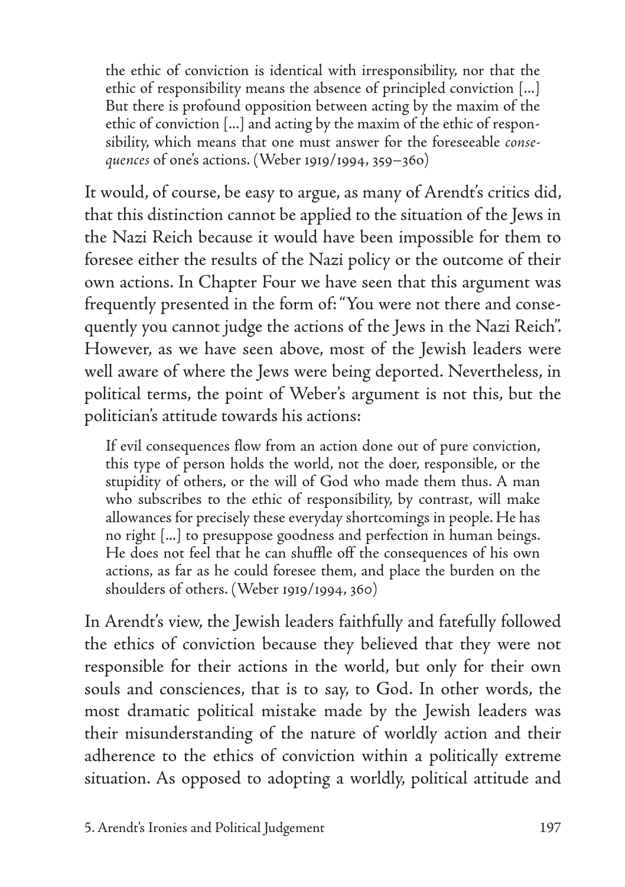> the ethic of conviction is identical with irresponsibility, nor that the ethic of responsibility means the absence of principled conviction [...] But there is profound opposition between acting by the maxim of the ethic of conviction [...] and acting by the maxim of the ethic of responsibility, which means that one must answer for the foreseeable *consequences* of one's actions. (Weber 1919/1994, 359–360)

It would, of course, be easy to argue, as many of Arendt's critics did, that this distinction cannot be applied to the situation of the Jews in the Nazi Reich because it would have been impossible for them to foresee either the results of the Nazi policy or the outcome of their own actions. In Chapter Four we have seen that this argument was frequently presented in the form of: "You were not there and consequently you cannot judge the actions of the Jews in the Nazi Reich". However, as we have seen above, most of the Jewish leaders were well aware of where the Jews were being deported. Nevertheless, in political terms, the point of Weber's argument is not this, but the politician's attitude towards his actions:

> If evil consequences flow from an action done out of pure conviction, this type of person holds the world, not the doer, responsible, or the stupidity of others, or the will of God who made them thus. A man who subscribes to the ethic of responsibility, by contrast, will make allowances for precisely these everyday shortcomings in people. He has no right [...] to presuppose goodness and perfection in human beings. He does not feel that he can shuffle off the consequences of his own actions, as far as he could foresee them, and place the burden on the shoulders of others. (Weber 1919/1994, 360)

In Arendt's view, the Jewish leaders faithfully and fatefully followed the ethics of conviction because they believed that they were not responsible for their actions in the world, but only for their own souls and consciences, that is to say, to God. In other words, the most dramatic political mistake made by the Jewish leaders was their misunderstanding of the nature of worldly action and their adherence to the ethics of conviction within a politically extreme situation. As opposed to adopting a worldly, political attitude and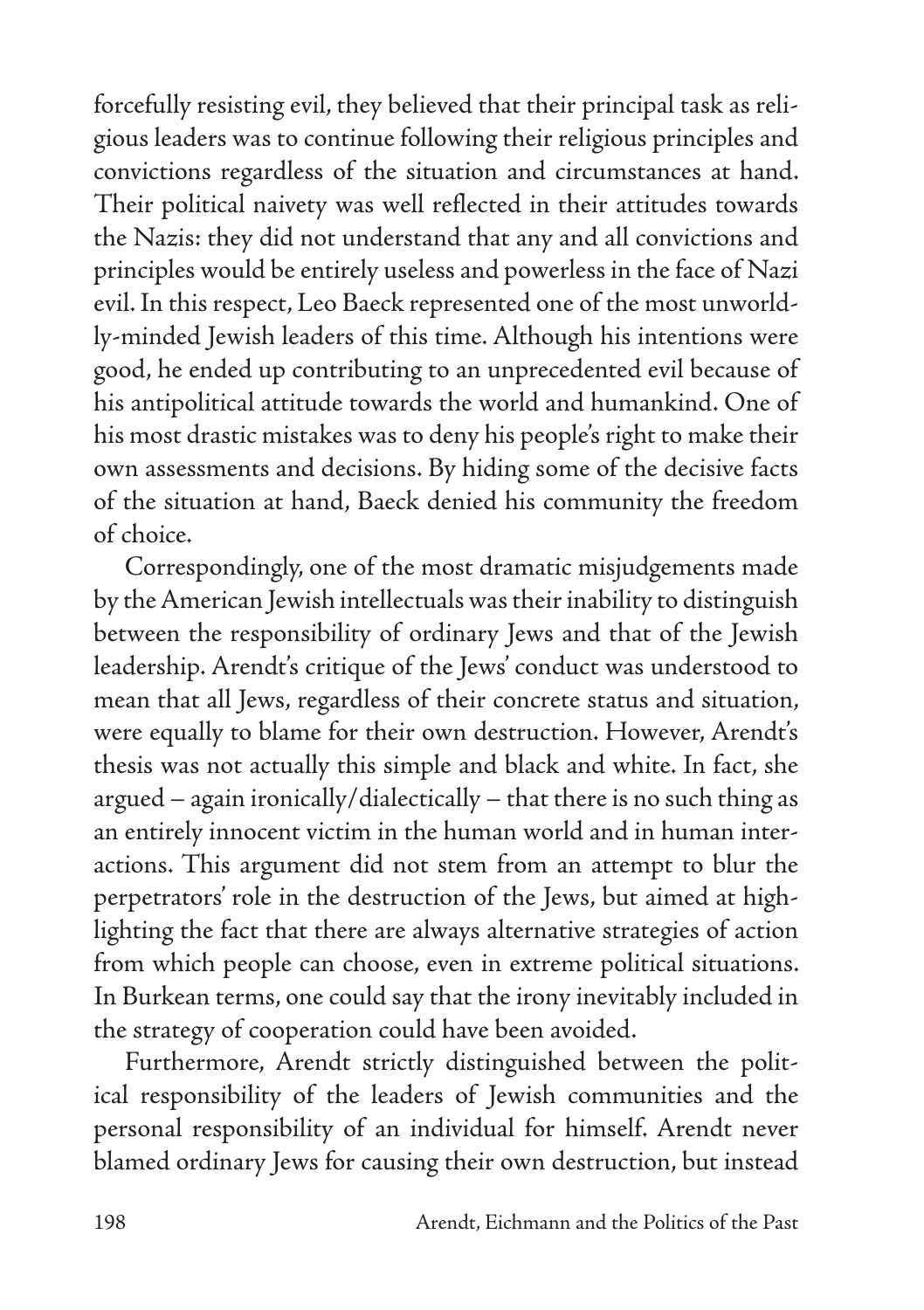forcefully resisting evil, they believed that their principal task as religious leaders was to continue following their religious principles and convictions regardless of the situation and circumstances at hand. Their political naivety was well reflected in their attitudes towards the Nazis: they did not understand that any and all convictions and principles would be entirely useless and powerless in the face of Nazi evil. In this respect, Leo Baeck represented one of the most unworldly-minded Jewish leaders of this time. Although his intentions were good, he ended up contributing to an unprecedented evil because of his antipolitical attitude towards the world and humankind. One of his most drastic mistakes was to deny his people's right to make their own assessments and decisions. By hiding some of the decisive facts of the situation at hand, Baeck denied his community the freedom of choice.

Correspondingly, one of the most dramatic misjudgements made by the American Jewish intellectuals was their inability to distinguish between the responsibility of ordinary Jews and that of the Jewish leadership. Arendt's critique of the Jews' conduct was understood to mean that all Jews, regardless of their concrete status and situation, were equally to blame for their own destruction. However, Arendt's thesis was not actually this simple and black and white. In fact, she argued – again ironically/dialectically – that there is no such thing as an entirely innocent victim in the human world and in human interactions. This argument did not stem from an attempt to blur the perpetrators' role in the destruction of the Jews, but aimed at highlighting the fact that there are always alternative strategies of action from which people can choose, even in extreme political situations. In Burkean terms, one could say that the irony inevitably included in the strategy of cooperation could have been avoided.

Furthermore, Arendt strictly distinguished between the political responsibility of the leaders of Jewish communities and the personal responsibility of an individual for himself. Arendt never blamed ordinary Jews for causing their own destruction, but instead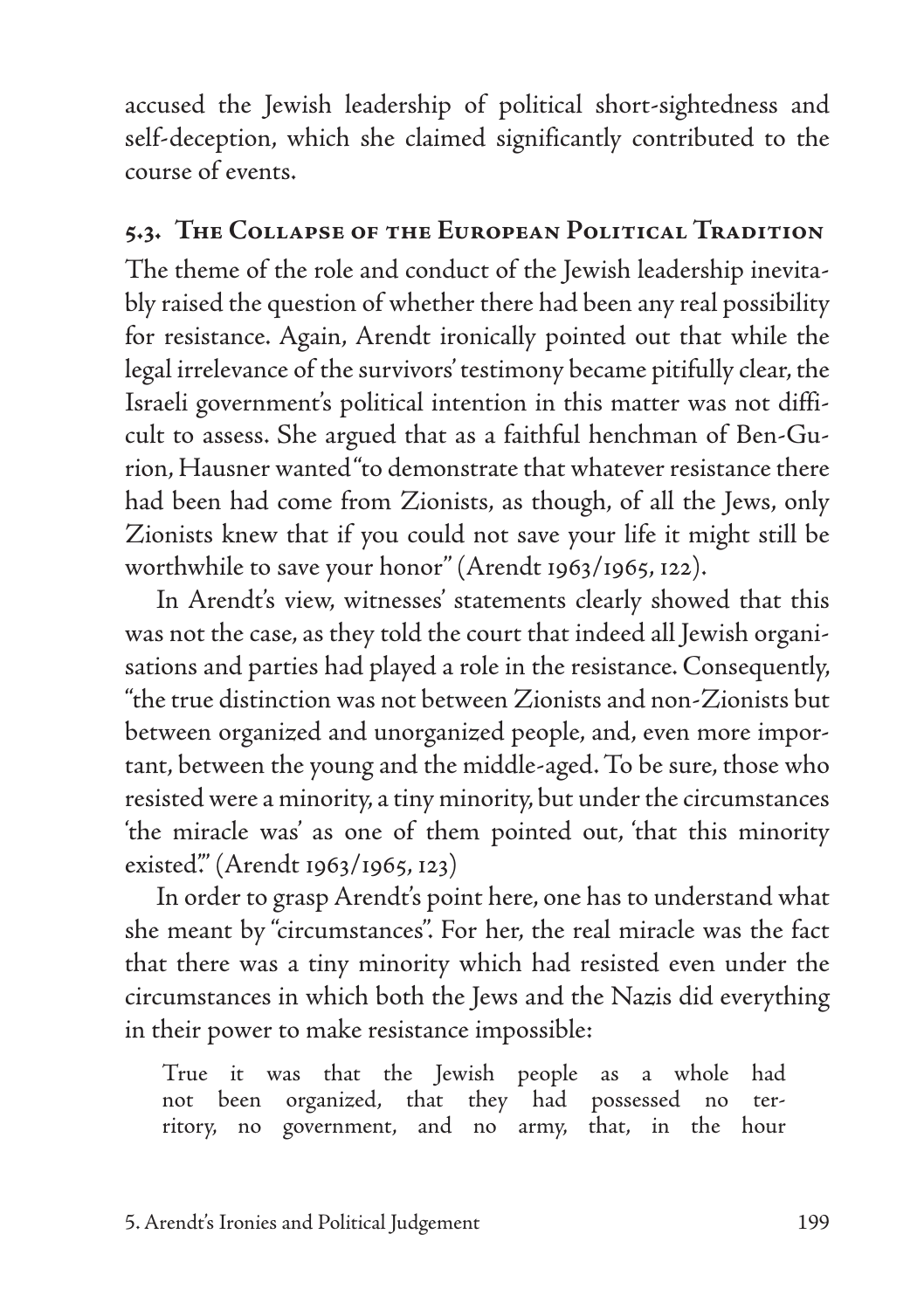accused the Jewish leadership of political short-sightedness and self-deception, which she claimed significantly contributed to the course of events.

## 5.3. The Collapse of the European Political Tradition

The theme of the role and conduct of the Jewish leadership inevitably raised the question of whether there had been any real possibility for resistance. Again, Arendt ironically pointed out that while the legal irrelevance of the survivors' testimony became pitifully clear, the Israeli government's political intention in this matter was not difficult to assess. She argued that as a faithful henchman of Ben-Gurion, Hausner wanted "to demonstrate that whatever resistance there had been had come from Zionists, as though, of all the Jews, only Zionists knew that if you could not save your life it might still be worthwhile to save your honor" (Arendt 1963/1965, 122).

In Arendt's view, witnesses' statements clearly showed that this was not the case, as they told the court that indeed all Jewish organisations and parties had played a role in the resistance. Consequently, "the true distinction was not between Zionists and non-Zionists but between organized and unorganized people, and, even more important, between the young and the middle-aged. To be sure, those who resisted were a minority, a tiny minority, but under the circumstances 'the miracle was' as one of them pointed out, 'that this minority existed.'" (Arendt 1963/1965, 123)

In order to grasp Arendt's point here, one has to understand what she meant by "circumstances". For her, the real miracle was the fact that there was a tiny minority which had resisted even under the circumstances in which both the Jews and the Nazis did everything in their power to make resistance impossible:

> True it was that the Jewish people as a whole had not been organized, that they had possessed no territory, no government, and no army, that, in the hour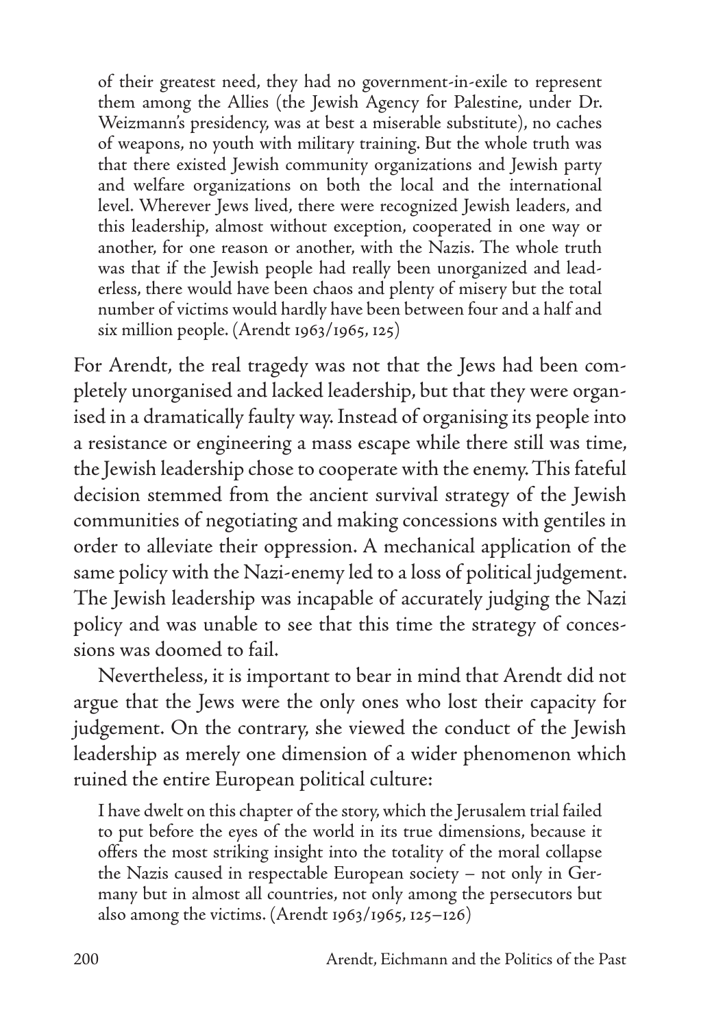> of their greatest need, they had no government-in-exile to represent them among the Allies (the Jewish Agency for Palestine, under Dr. Weizmann's presidency, was at best a miserable substitute), no caches of weapons, no youth with military training. But the whole truth was that there existed Jewish community organizations and Jewish party and welfare organizations on both the local and the international level. Wherever Jews lived, there were recognized Jewish leaders, and this leadership, almost without exception, cooperated in one way or another, for one reason or another, with the Nazis. The whole truth was that if the Jewish people had really been unorganized and leaderless, there would have been chaos and plenty of misery but the total number of victims would hardly have been between four and a half and six million people. (Arendt 1963/1965, 125)

For Arendt, the real tragedy was not that the Jews had been completely unorganised and lacked leadership, but that they were organised in a dramatically faulty way. Instead of organising its people into a resistance or engineering a mass escape while there still was time, the Jewish leadership chose to cooperate with the enemy. This fateful decision stemmed from the ancient survival strategy of the Jewish communities of negotiating and making concessions with gentiles in order to alleviate their oppression. A mechanical application of the same policy with the Nazi-enemy led to a loss of political judgement. The Jewish leadership was incapable of accurately judging the Nazi policy and was unable to see that this time the strategy of concessions was doomed to fail.

Nevertheless, it is important to bear in mind that Arendt did not argue that the Jews were the only ones who lost their capacity for judgement. On the contrary, she viewed the conduct of the Jewish leadership as merely one dimension of a wider phenomenon which ruined the entire European political culture:

> I have dwelt on this chapter of the story, which the Jerusalem trial failed to put before the eyes of the world in its true dimensions, because it offers the most striking insight into the totality of the moral collapse the Nazis caused in respectable European society – not only in Germany but in almost all countries, not only among the persecutors but also among the victims. (Arendt 1963/1965, 125–126)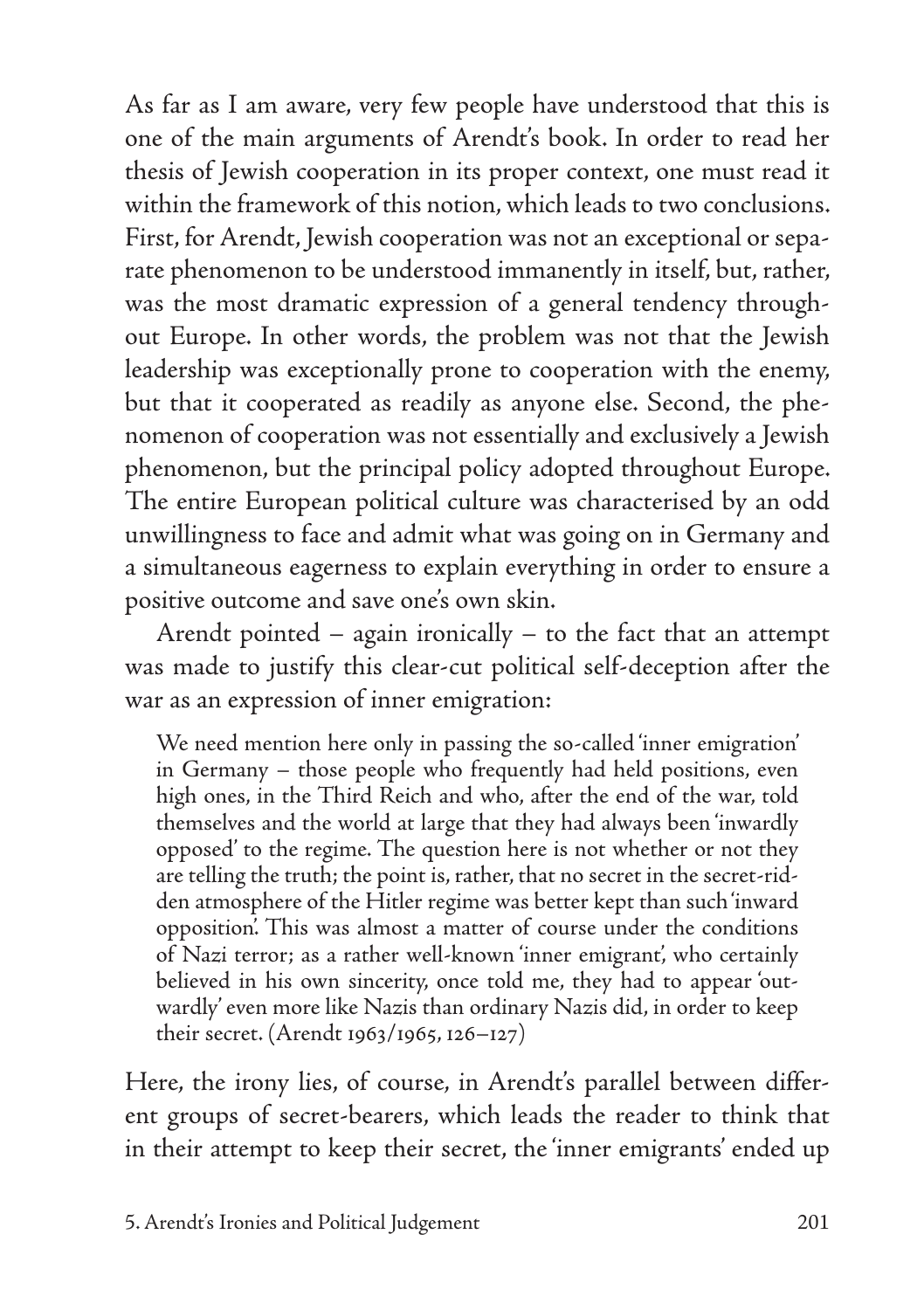As far as I am aware, very few people have understood that this is one of the main arguments of Arendt's book. In order to read her thesis of Jewish cooperation in its proper context, one must read it within the framework of this notion, which leads to two conclusions. First, for Arendt, Jewish cooperation was not an exceptional or separate phenomenon to be understood immanently in itself, but, rather, was the most dramatic expression of a general tendency throughout Europe. In other words, the problem was not that the Jewish leadership was exceptionally prone to cooperation with the enemy, but that it cooperated as readily as anyone else. Second, the phenomenon of cooperation was not essentially and exclusively a Jewish phenomenon, but the principal policy adopted throughout Europe. The entire European political culture was characterised by an odd unwillingness to face and admit what was going on in Germany and a simultaneous eagerness to explain everything in order to ensure a positive outcome and save one's own skin.

Arendt pointed – again ironically – to the fact that an attempt was made to justify this clear-cut political self-deception after the war as an expression of inner emigration:

> We need mention here only in passing the so-called 'inner emigration' in Germany – those people who frequently had held positions, even high ones, in the Third Reich and who, after the end of the war, told themselves and the world at large that they had always been 'inwardly opposed' to the regime. The question here is not whether or not they are telling the truth; the point is, rather, that no secret in the secret-ridden atmosphere of the Hitler regime was better kept than such 'inward opposition'. This was almost a matter of course under the conditions of Nazi terror; as a rather well-known 'inner emigrant', who certainly believed in his own sincerity, once told me, they had to appear 'outwardly' even more like Nazis than ordinary Nazis did, in order to keep their secret. (Arendt 1963/1965, 126–127)

Here, the irony lies, of course, in Arendt's parallel between different groups of secret-bearers, which leads the reader to think that in their attempt to keep their secret, the 'inner emigrants' ended up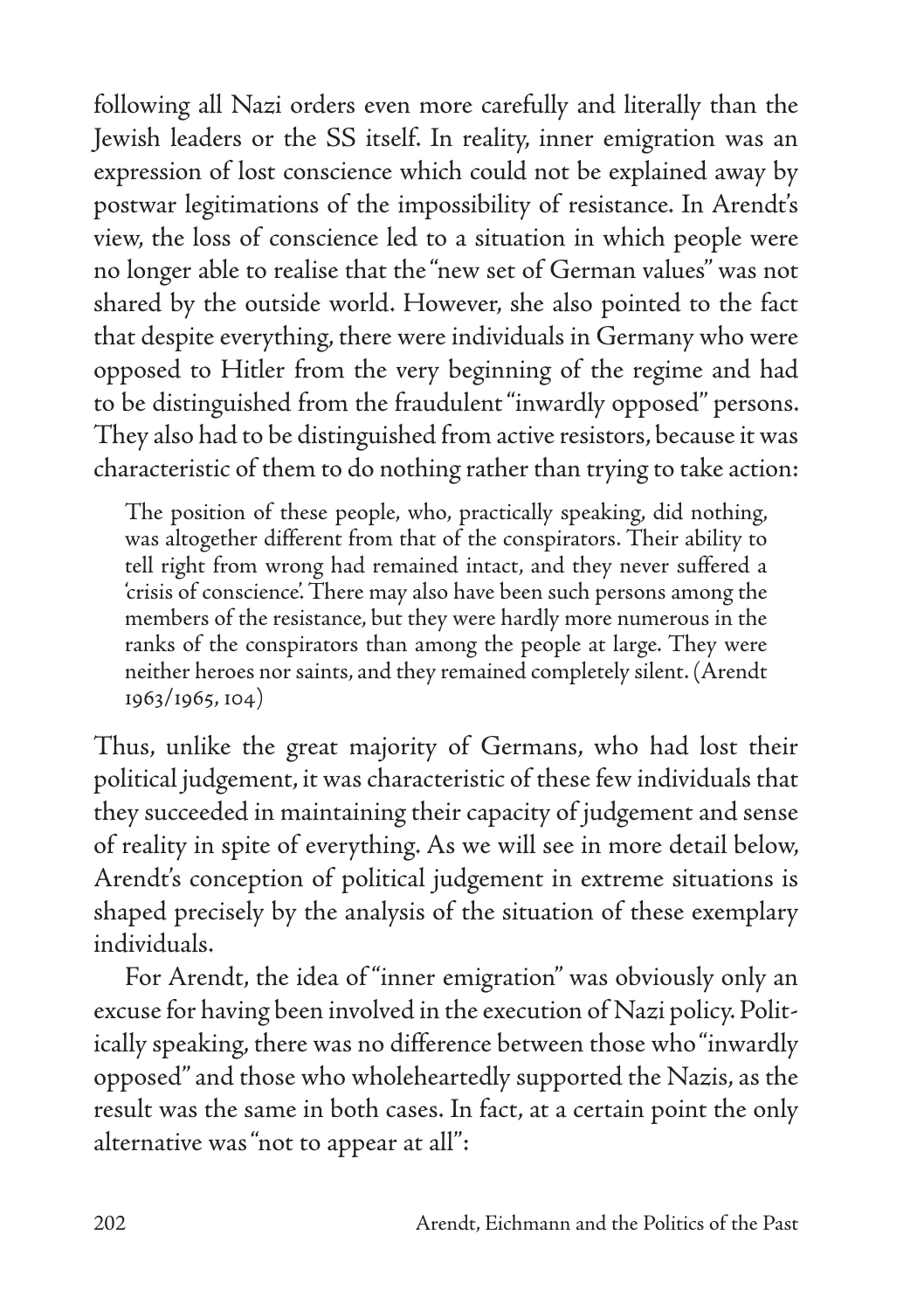following all Nazi orders even more carefully and literally than the Jewish leaders or the SS itself. In reality, inner emigration was an expression of lost conscience which could not be explained away by postwar legitimations of the impossibility of resistance. In Arendt's view, the loss of conscience led to a situation in which people were no longer able to realise that the "new set of German values" was not shared by the outside world. However, she also pointed to the fact that despite everything, there were individuals in Germany who were opposed to Hitler from the very beginning of the regime and had to be distinguished from the fraudulent "inwardly opposed" persons. They also had to be distinguished from active resistors, because it was characteristic of them to do nothing rather than trying to take action:

> The position of these people, who, practically speaking, did nothing, was altogether different from that of the conspirators. Their ability to tell right from wrong had remained intact, and they never suffered a 'crisis of conscience'. There may also have been such persons among the members of the resistance, but they were hardly more numerous in the ranks of the conspirators than among the people at large. They were neither heroes nor saints, and they remained completely silent. (Arendt 1963/1965, 104)

Thus, unlike the great majority of Germans, who had lost their political judgement, it was characteristic of these few individuals that they succeeded in maintaining their capacity of judgement and sense of reality in spite of everything. As we will see in more detail below, Arendt's conception of political judgement in extreme situations is shaped precisely by the analysis of the situation of these exemplary individuals.

For Arendt, the idea of "inner emigration" was obviously only an excuse for having been involved in the execution of Nazi policy. Politically speaking, there was no difference between those who "inwardly opposed" and those who wholeheartedly supported the Nazis, as the result was the same in both cases. In fact, at a certain point the only alternative was "not to appear at all":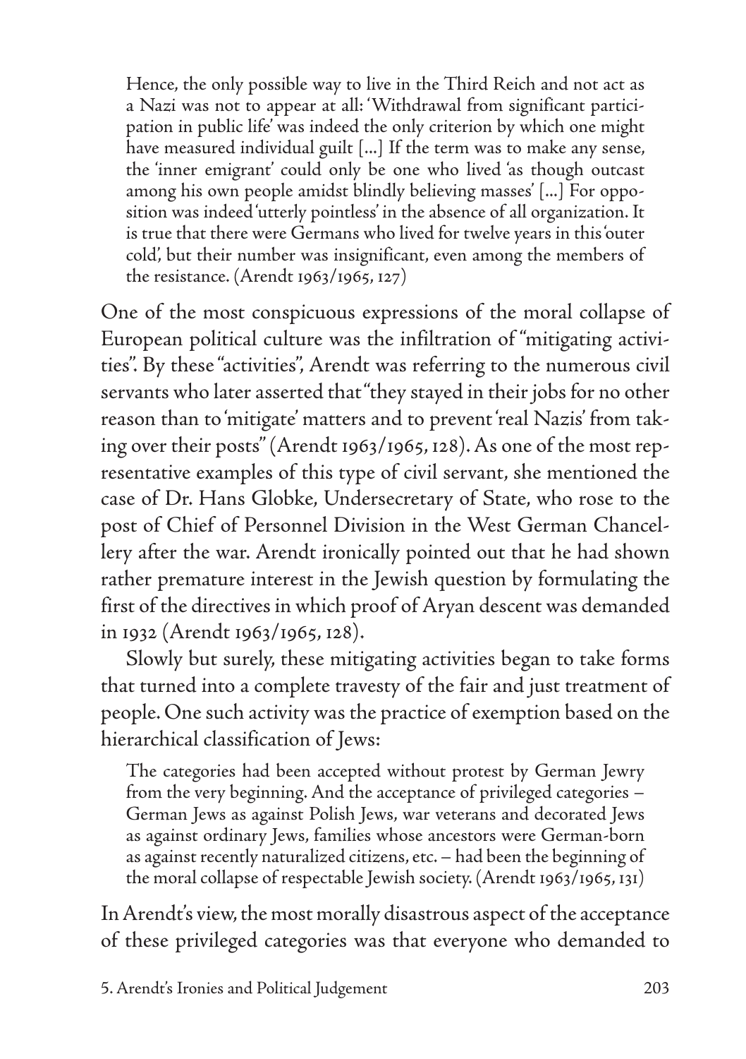> Hence, the only possible way to live in the Third Reich and not act as a Nazi was not to appear at all: 'Withdrawal from significant participation in public life' was indeed the only criterion by which one might have measured individual guilt [...] If the term was to make any sense, the 'inner emigrant' could only be one who lived 'as though outcast among his own people amidst blindly believing masses' [...] For opposition was indeed 'utterly pointless' in the absence of all organization. It is true that there were Germans who lived for twelve years in this 'outer cold', but their number was insignificant, even among the members of the resistance. (Arendt 1963/1965, 127)

One of the most conspicuous expressions of the moral collapse of European political culture was the infiltration of "mitigating activities". By these "activities", Arendt was referring to the numerous civil servants who later asserted that "they stayed in their jobs for no other reason than to 'mitigate' matters and to prevent 'real Nazis' from taking over their posts" (Arendt 1963/1965, 128). As one of the most representative examples of this type of civil servant, she mentioned the case of Dr. Hans Globke, Undersecretary of State, who rose to the post of Chief of Personnel Division in the West German Chancellery after the war. Arendt ironically pointed out that he had shown rather premature interest in the Jewish question by formulating the first of the directives in which proof of Aryan descent was demanded in 1932 (Arendt 1963/1965, 128).

Slowly but surely, these mitigating activities began to take forms that turned into a complete travesty of the fair and just treatment of people. One such activity was the practice of exemption based on the hierarchical classification of Jews:

> The categories had been accepted without protest by German Jewry from the very beginning. And the acceptance of privileged categories – German Jews as against Polish Jews, war veterans and decorated Jews as against ordinary Jews, families whose ancestors were German-born as against recently naturalized citizens, etc. – had been the beginning of the moral collapse of respectable Jewish society. (Arendt 1963/1965, 131)

In Arendt's view, the most morally disastrous aspect of the acceptance of these privileged categories was that everyone who demanded to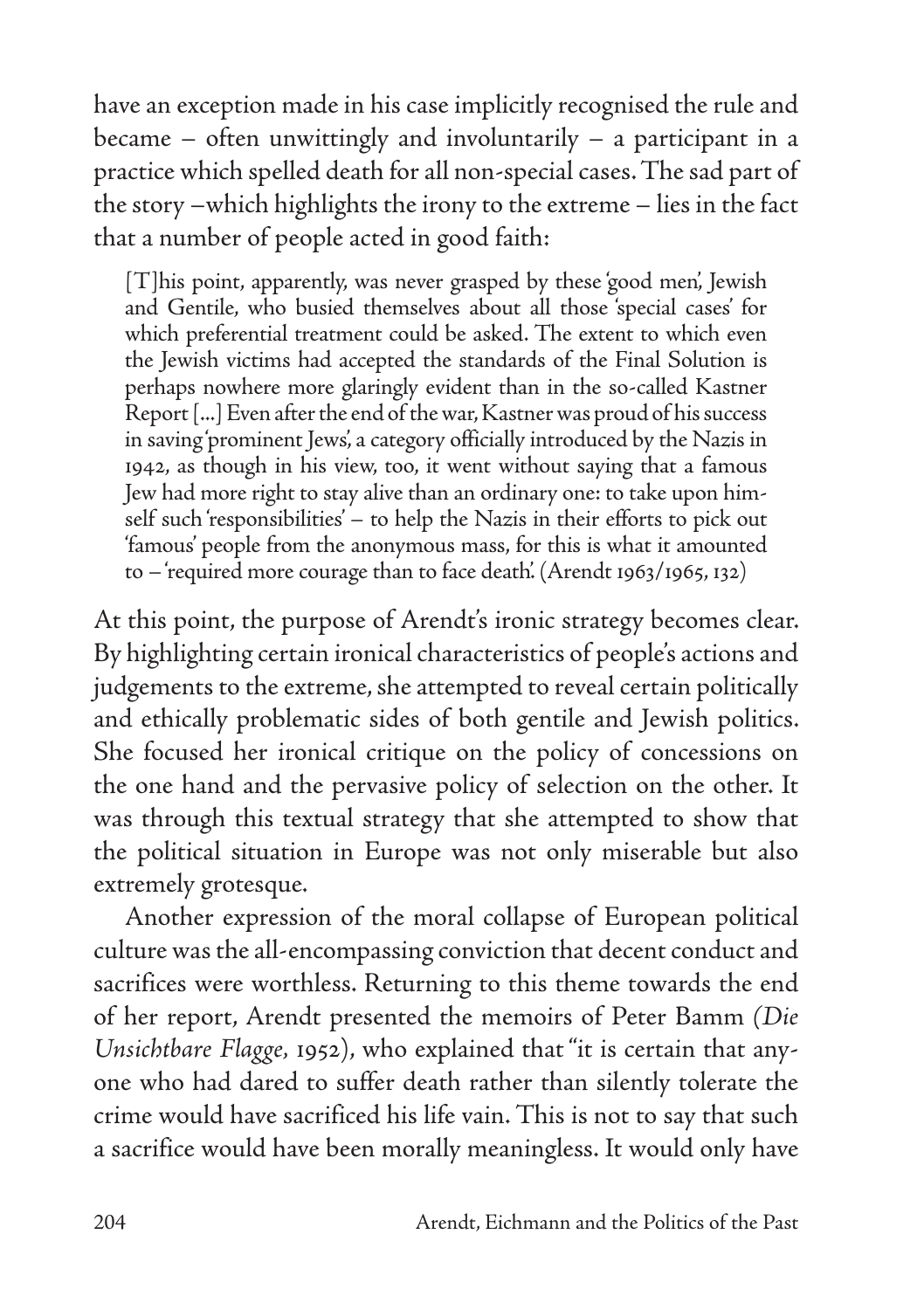have an exception made in his case implicitly recognised the rule and became – often unwittingly and involuntarily – a participant in a practice which spelled death for all non-special cases. The sad part of the story –which highlights the irony to the extreme – lies in the fact that a number of people acted in good faith:

> [T]his point, apparently, was never grasped by these 'good men', Jewish and Gentile, who busied themselves about all those 'special cases' for which preferential treatment could be asked. The extent to which even the Jewish victims had accepted the standards of the Final Solution is perhaps nowhere more glaringly evident than in the so-called Kastner Report [...] Even after the end of the war, Kastner was proud of his success in saving 'prominent Jews', a category officially introduced by the Nazis in 1942, as though in his view, too, it went without saying that a famous Jew had more right to stay alive than an ordinary one: to take upon himself such 'responsibilities' – to help the Nazis in their efforts to pick out 'famous' people from the anonymous mass, for this is what it amounted to – 'required more courage than to face death'. (Arendt 1963/1965, 132)

At this point, the purpose of Arendt's ironic strategy becomes clear. By highlighting certain ironical characteristics of people's actions and judgements to the extreme, she attempted to reveal certain politically and ethically problematic sides of both gentile and Jewish politics. She focused her ironical critique on the policy of concessions on the one hand and the pervasive policy of selection on the other. It was through this textual strategy that she attempted to show that the political situation in Europe was not only miserable but also extremely grotesque.

Another expression of the moral collapse of European political culture was the all-encompassing conviction that decent conduct and sacrifices were worthless. Returning to this theme towards the end of her report, Arendt presented the memoirs of Peter Bamm (*Die Unsichtbare Flagge*, 1952), who explained that "it is certain that anyone who had dared to suffer death rather than silently tolerate the crime would have sacrificed his life vain. This is not to say that such a sacrifice would have been morally meaningless. It would only have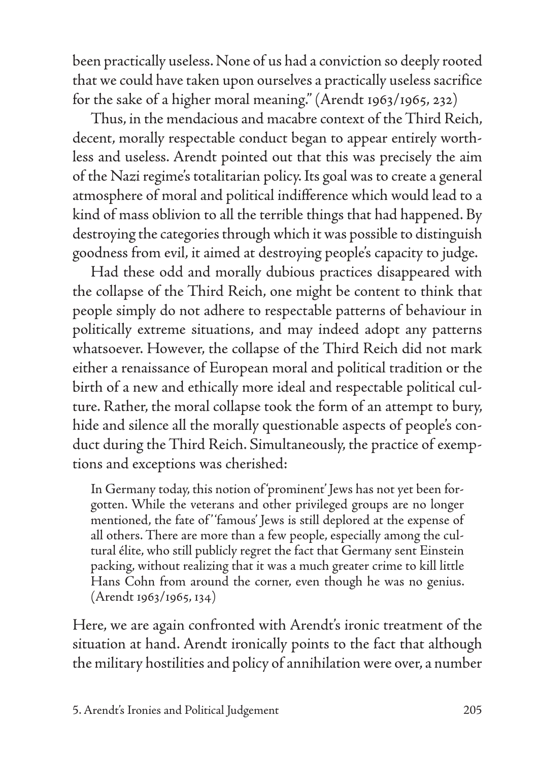been practically useless. None of us had a conviction so deeply rooted that we could have taken upon ourselves a practically useless sacrifice for the sake of a higher moral meaning." (Arendt 1963/1965, 232)

Thus, in the mendacious and macabre context of the Third Reich, decent, morally respectable conduct began to appear entirely worthless and useless. Arendt pointed out that this was precisely the aim of the Nazi regime's totalitarian policy. Its goal was to create a general atmosphere of moral and political indifference which would lead to a kind of mass oblivion to all the terrible things that had happened. By destroying the categories through which it was possible to distinguish goodness from evil, it aimed at destroying people's capacity to judge.

Had these odd and morally dubious practices disappeared with the collapse of the Third Reich, one might be content to think that people simply do not adhere to respectable patterns of behaviour in politically extreme situations, and may indeed adopt any patterns whatsoever. However, the collapse of the Third Reich did not mark either a renaissance of European moral and political tradition or the birth of a new and ethically more ideal and respectable political culture. Rather, the moral collapse took the form of an attempt to bury, hide and silence all the morally questionable aspects of people's conduct during the Third Reich. Simultaneously, the practice of exemptions and exceptions was cherished:

> In Germany today, this notion of 'prominent' Jews has not yet been forgotten. While the veterans and other privileged groups are no longer mentioned, the fate of' 'famous' Jews is still deplored at the expense of all others. There are more than a few people, especially among the cultural élite, who still publicly regret the fact that Germany sent Einstein packing, without realizing that it was a much greater crime to kill little Hans Cohn from around the corner, even though he was no genius. (Arendt 1963/1965, 134)

Here, we are again confronted with Arendt's ironic treatment of the situation at hand. Arendt ironically points to the fact that although the military hostilities and policy of annihilation were over, a number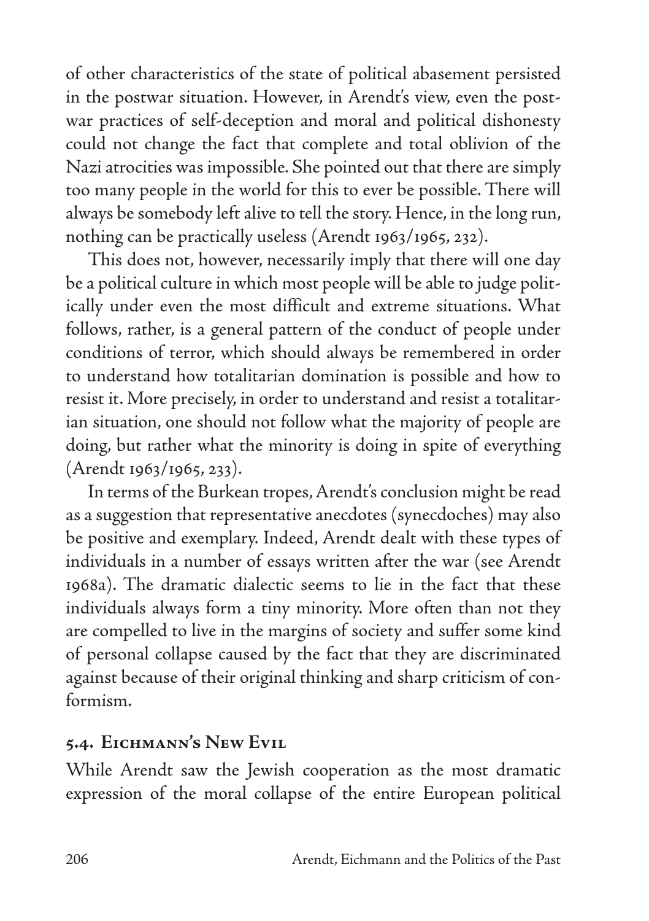of other characteristics of the state of political abasement persisted in the postwar situation. However, in Arendt's view, even the postwar practices of self-deception and moral and political dishonesty could not change the fact that complete and total oblivion of the Nazi atrocities was impossible. She pointed out that there are simply too many people in the world for this to ever be possible. There will always be somebody left alive to tell the story. Hence, in the long run, nothing can be practically useless (Arendt 1963/1965, 232).

This does not, however, necessarily imply that there will one day be a political culture in which most people will be able to judge politically under even the most difficult and extreme situations. What follows, rather, is a general pattern of the conduct of people under conditions of terror, which should always be remembered in order to understand how totalitarian domination is possible and how to resist it. More precisely, in order to understand and resist a totalitarian situation, one should not follow what the majority of people are doing, but rather what the minority is doing in spite of everything (Arendt 1963/1965, 233).

In terms of the Burkean tropes, Arendt's conclusion might be read as a suggestion that representative anecdotes (synecdoches) may also be positive and exemplary. Indeed, Arendt dealt with these types of individuals in a number of essays written after the war (see Arendt 1968a). The dramatic dialectic seems to lie in the fact that these individuals always form a tiny minority. More often than not they are compelled to live in the margins of society and suffer some kind of personal collapse caused by the fact that they are discriminated against because of their original thinking and sharp criticism of conformism.

## 5.4. Eichmann's New Evil

While Arendt saw the Jewish cooperation as the most dramatic expression of the moral collapse of the entire European political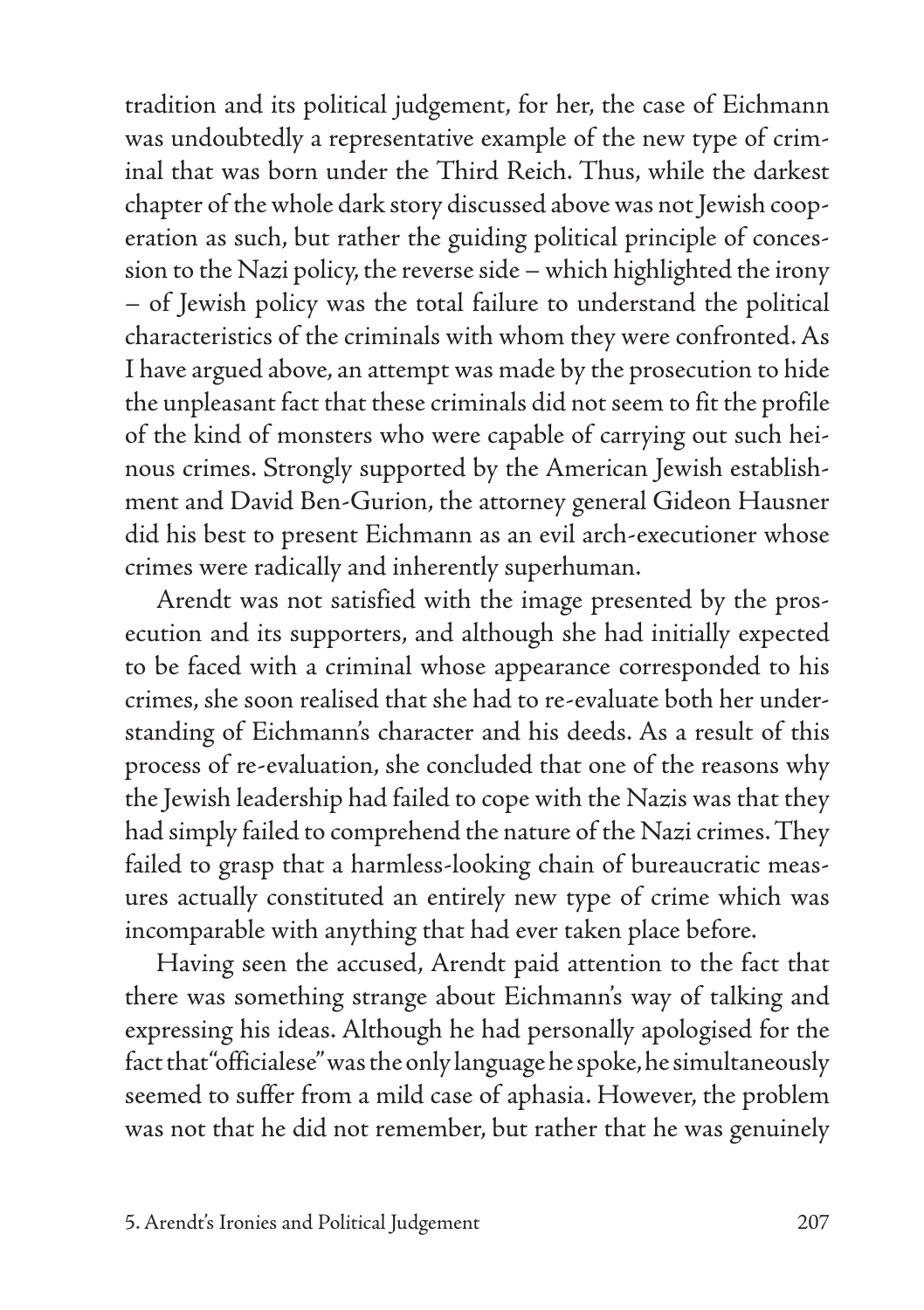tradition and its political judgement, for her, the case of Eichmann was undoubtedly a representative example of the new type of criminal that was born under the Third Reich. Thus, while the darkest chapter of the whole dark story discussed above was not Jewish cooperation as such, but rather the guiding political principle of concession to the Nazi policy, the reverse side – which highlighted the irony – of Jewish policy was the total failure to understand the political characteristics of the criminals with whom they were confronted. As I have argued above, an attempt was made by the prosecution to hide the unpleasant fact that these criminals did not seem to fit the profile of the kind of monsters who were capable of carrying out such heinous crimes. Strongly supported by the American Jewish establishment and David Ben-Gurion, the attorney general Gideon Hausner did his best to present Eichmann as an evil arch-executioner whose crimes were radically and inherently superhuman.

Arendt was not satisfied with the image presented by the prosecution and its supporters, and although she had initially expected to be faced with a criminal whose appearance corresponded to his crimes, she soon realised that she had to re-evaluate both her understanding of Eichmann's character and his deeds. As a result of this process of re-evaluation, she concluded that one of the reasons why the Jewish leadership had failed to cope with the Nazis was that they had simply failed to comprehend the nature of the Nazi crimes. They failed to grasp that a harmless-looking chain of bureaucratic measures actually constituted an entirely new type of crime which was incomparable with anything that had ever taken place before.

Having seen the accused, Arendt paid attention to the fact that there was something strange about Eichmann's way of talking and expressing his ideas. Although he had personally apologised for the fact that "officialese" was the only language he spoke, he simultaneously seemed to suffer from a mild case of aphasia. However, the problem was not that he did not remember, but rather that he was genuinely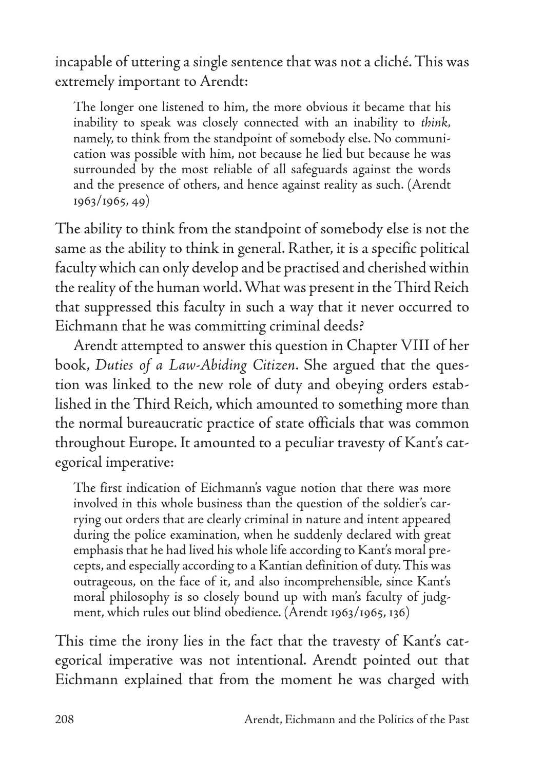incapable of uttering a single sentence that was not a cliché. This was extremely important to Arendt:

> The longer one listened to him, the more obvious it became that his inability to speak was closely connected with an inability to *think*, namely, to think from the standpoint of somebody else. No communication was possible with him, not because he lied but because he was surrounded by the most reliable of all safeguards against the words and the presence of others, and hence against reality as such. (Arendt 1963/1965, 49)

The ability to think from the standpoint of somebody else is not the same as the ability to think in general. Rather, it is a specific political faculty which can only develop and be practised and cherished within the reality of the human world. What was present in the Third Reich that suppressed this faculty in such a way that it never occurred to Eichmann that he was committing criminal deeds?

Arendt attempted to answer this question in Chapter VIII of her book, *Duties of a Law-Abiding Citizen*. She argued that the question was linked to the new role of duty and obeying orders established in the Third Reich, which amounted to something more than the normal bureaucratic practice of state officials that was common throughout Europe. It amounted to a peculiar travesty of Kant's categorical imperative:

> The first indication of Eichmann's vague notion that there was more involved in this whole business than the question of the soldier's carrying out orders that are clearly criminal in nature and intent appeared during the police examination, when he suddenly declared with great emphasis that he had lived his whole life according to Kant's moral precepts, and especially according to a Kantian definition of duty. This was outrageous, on the face of it, and also incomprehensible, since Kant's moral philosophy is so closely bound up with man's faculty of judgment, which rules out blind obedience. (Arendt 1963/1965, 136)

This time the irony lies in the fact that the travesty of Kant's categorical imperative was not intentional. Arendt pointed out that Eichmann explained that from the moment he was charged with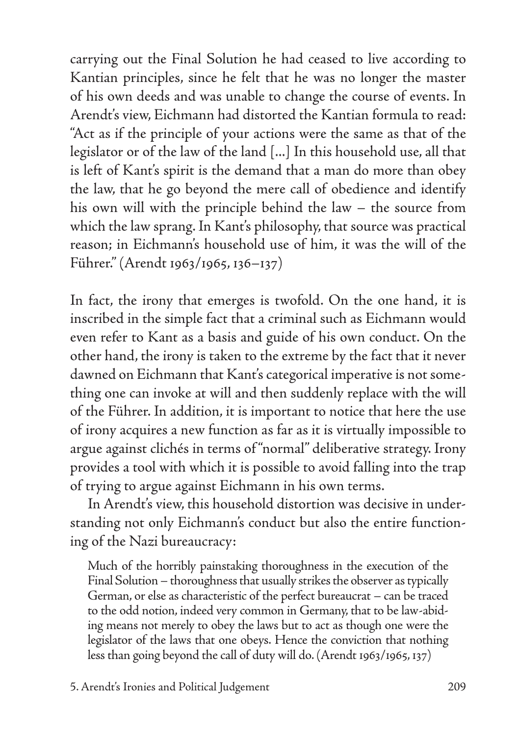carrying out the Final Solution he had ceased to live according to Kantian principles, since he felt that he was no longer the master of his own deeds and was unable to change the course of events. In Arendt's view, Eichmann had distorted the Kantian formula to read: "Act as if the principle of your actions were the same as that of the legislator or of the law of the land [...] In this household use, all that is left of Kant's spirit is the demand that a man do more than obey the law, that he go beyond the mere call of obedience and identify his own will with the principle behind the law – the source from which the law sprang. In Kant's philosophy, that source was practical reason; in Eichmann's household use of him, it was the will of the Führer." (Arendt 1963/1965, 136–137)

In fact, the irony that emerges is twofold. On the one hand, it is inscribed in the simple fact that a criminal such as Eichmann would even refer to Kant as a basis and guide of his own conduct. On the other hand, the irony is taken to the extreme by the fact that it never dawned on Eichmann that Kant's categorical imperative is not something one can invoke at will and then suddenly replace with the will of the Führer. In addition, it is important to notice that here the use of irony acquires a new function as far as it is virtually impossible to argue against clichés in terms of "normal" deliberative strategy. Irony provides a tool with which it is possible to avoid falling into the trap of trying to argue against Eichmann in his own terms.

In Arendt's view, this household distortion was decisive in understanding not only Eichmann's conduct but also the entire functioning of the Nazi bureaucracy:

> Much of the horribly painstaking thoroughness in the execution of the Final Solution – thoroughness that usually strikes the observer as typically German, or else as characteristic of the perfect bureaucrat – can be traced to the odd notion, indeed very common in Germany, that to be law-abiding means not merely to obey the laws but to act as though one were the legislator of the laws that one obeys. Hence the conviction that nothing less than going beyond the call of duty will do. (Arendt 1963/1965, 137)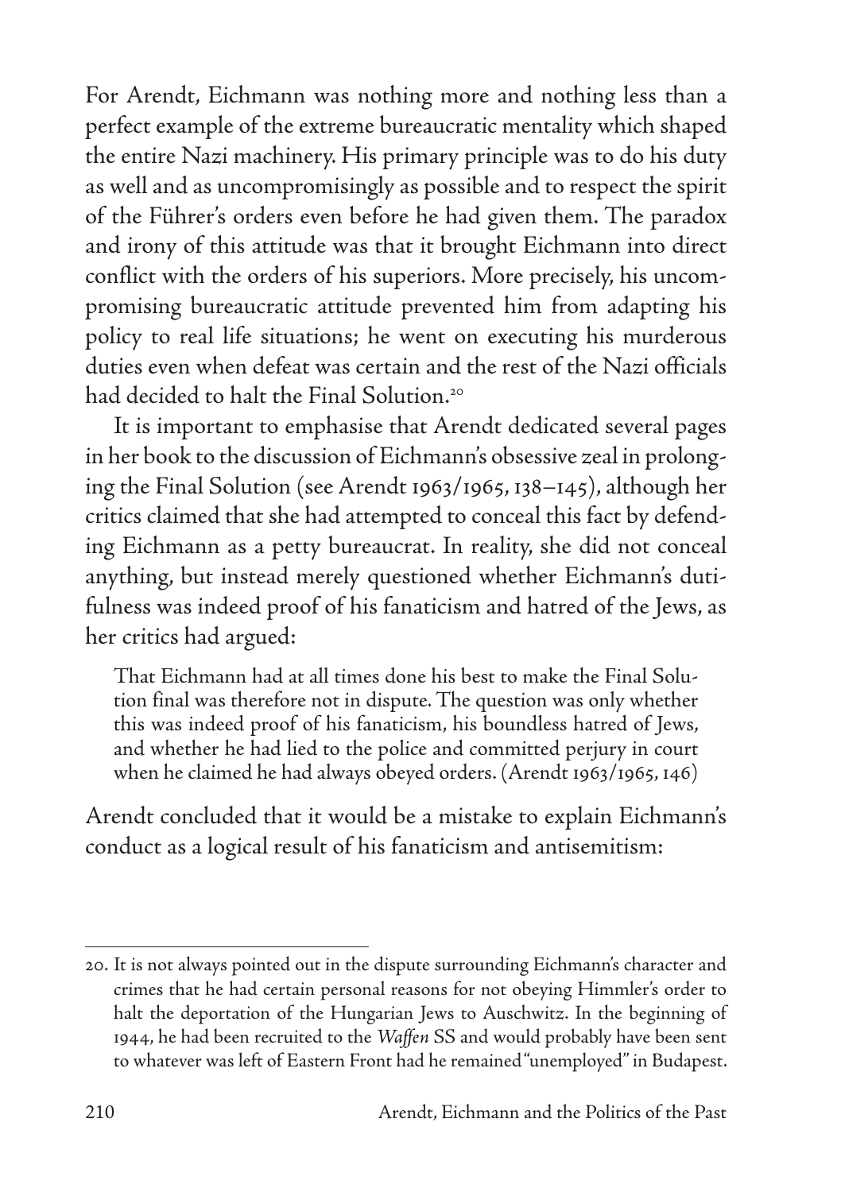For Arendt, Eichmann was nothing more and nothing less than a perfect example of the extreme bureaucratic mentality which shaped the entire Nazi machinery. His primary principle was to do his duty as well and as uncompromisingly as possible and to respect the spirit of the Führer's orders even before he had given them. The paradox and irony of this attitude was that it brought Eichmann into direct conflict with the orders of his superiors. More precisely, his uncompromising bureaucratic attitude prevented him from adapting his policy to real life situations; he went on executing his murderous duties even when defeat was certain and the rest of the Nazi officials had decided to halt the Final Solution.[20]

It is important to emphasise that Arendt dedicated several pages in her book to the discussion of Eichmann's obsessive zeal in prolonging the Final Solution (see Arendt 1963/1965, 138–145), although her critics claimed that she had attempted to conceal this fact by defending Eichmann as a petty bureaucrat. In reality, she did not conceal anything, but instead merely questioned whether Eichmann's dutifulness was indeed proof of his fanaticism and hatred of the Jews, as her critics had argued:

> That Eichmann had at all times done his best to make the Final Solution final was therefore not in dispute. The question was only whether this was indeed proof of his fanaticism, his boundless hatred of Jews, and whether he had lied to the police and committed perjury in court when he claimed he had always obeyed orders. (Arendt 1963/1965, 146)

Arendt concluded that it would be a mistake to explain Eichmann's conduct as a logical result of his fanaticism and antisemitism:

---

20. It is not always pointed out in the dispute surrounding Eichmann's character and crimes that he had certain personal reasons for not obeying Himmler's order to halt the deportation of the Hungarian Jews to Auschwitz. In the beginning of 1944, he had been recruited to the *Waffen* SS and would probably have been sent to whatever was left of Eastern Front had he remained "unemployed" in Budapest.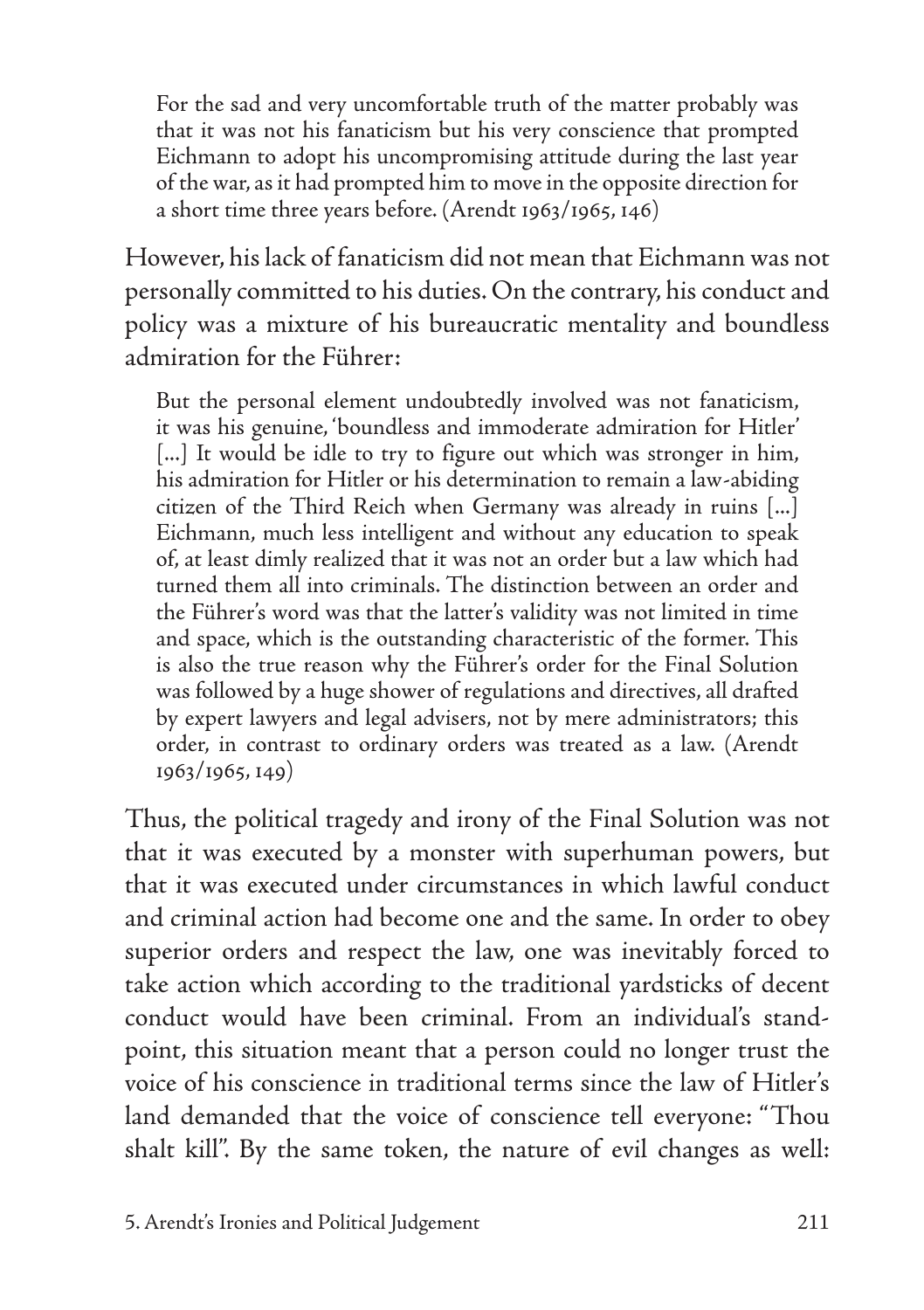> For the sad and very uncomfortable truth of the matter probably was that it was not his fanaticism but his very conscience that prompted Eichmann to adopt his uncompromising attitude during the last year of the war, as it had prompted him to move in the opposite direction for a short time three years before. (Arendt 1963/1965, 146)

However, his lack of fanaticism did not mean that Eichmann was not personally committed to his duties. On the contrary, his conduct and policy was a mixture of his bureaucratic mentality and boundless admiration for the Führer:

> But the personal element undoubtedly involved was not fanaticism, it was his genuine, 'boundless and immoderate admiration for Hitler' [...] It would be idle to try to figure out which was stronger in him, his admiration for Hitler or his determination to remain a law-abiding citizen of the Third Reich when Germany was already in ruins [...] Eichmann, much less intelligent and without any education to speak of, at least dimly realized that it was not an order but a law which had turned them all into criminals. The distinction between an order and the Führer's word was that the latter's validity was not limited in time and space, which is the outstanding characteristic of the former. This is also the true reason why the Führer's order for the Final Solution was followed by a huge shower of regulations and directives, all drafted by expert lawyers and legal advisers, not by mere administrators; this order, in contrast to ordinary orders was treated as a law. (Arendt 1963/1965, 149)

Thus, the political tragedy and irony of the Final Solution was not that it was executed by a monster with superhuman powers, but that it was executed under circumstances in which lawful conduct and criminal action had become one and the same. In order to obey superior orders and respect the law, one was inevitably forced to take action which according to the traditional yardsticks of decent conduct would have been criminal. From an individual's standpoint, this situation meant that a person could no longer trust the voice of his conscience in traditional terms since the law of Hitler's land demanded that the voice of conscience tell everyone: "Thou shalt kill". By the same token, the nature of evil changes as well: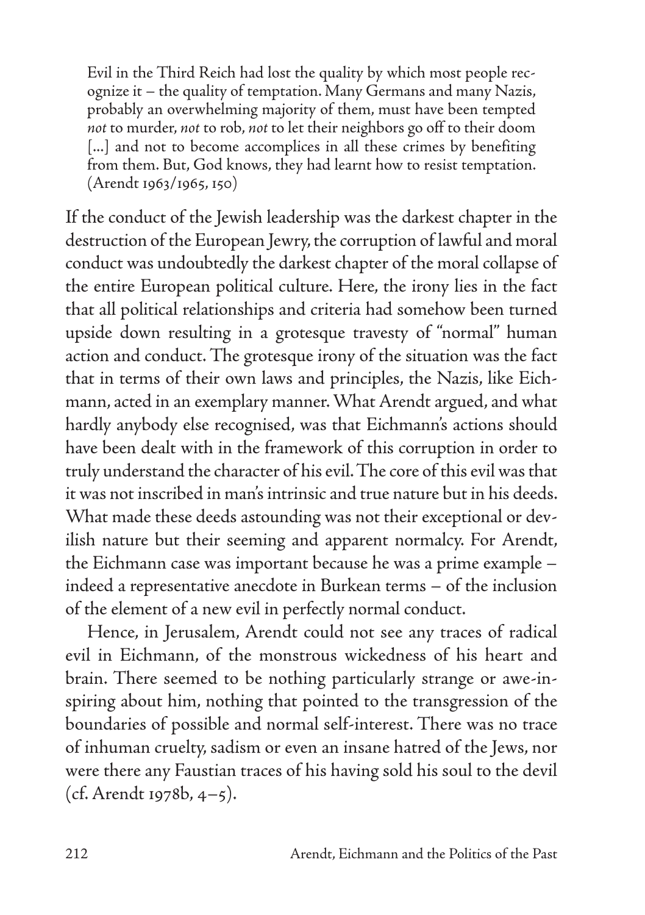> Evil in the Third Reich had lost the quality by which most people recognize it – the quality of temptation. Many Germans and many Nazis, probably an overwhelming majority of them, must have been tempted *not* to murder, *not* to rob, *not* to let their neighbors go off to their doom [...] and not to become accomplices in all these crimes by benefiting from them. But, God knows, they had learnt how to resist temptation. (Arendt 1963/1965, 150)

If the conduct of the Jewish leadership was the darkest chapter in the destruction of the European Jewry, the corruption of lawful and moral conduct was undoubtedly the darkest chapter of the moral collapse of the entire European political culture. Here, the irony lies in the fact that all political relationships and criteria had somehow been turned upside down resulting in a grotesque travesty of "normal" human action and conduct. The grotesque irony of the situation was the fact that in terms of their own laws and principles, the Nazis, like Eichmann, acted in an exemplary manner. What Arendt argued, and what hardly anybody else recognised, was that Eichmann's actions should have been dealt with in the framework of this corruption in order to truly understand the character of his evil. The core of this evil was that it was not inscribed in man's intrinsic and true nature but in his deeds. What made these deeds astounding was not their exceptional or devilish nature but their seeming and apparent normalcy. For Arendt, the Eichmann case was important because he was a prime example – indeed a representative anecdote in Burkean terms – of the inclusion of the element of a new evil in perfectly normal conduct.

Hence, in Jerusalem, Arendt could not see any traces of radical evil in Eichmann, of the monstrous wickedness of his heart and brain. There seemed to be nothing particularly strange or awe-inspiring about him, nothing that pointed to the transgression of the boundaries of possible and normal self-interest. There was no trace of inhuman cruelty, sadism or even an insane hatred of the Jews, nor were there any Faustian traces of his having sold his soul to the devil (cf. Arendt 1978b, 4–5).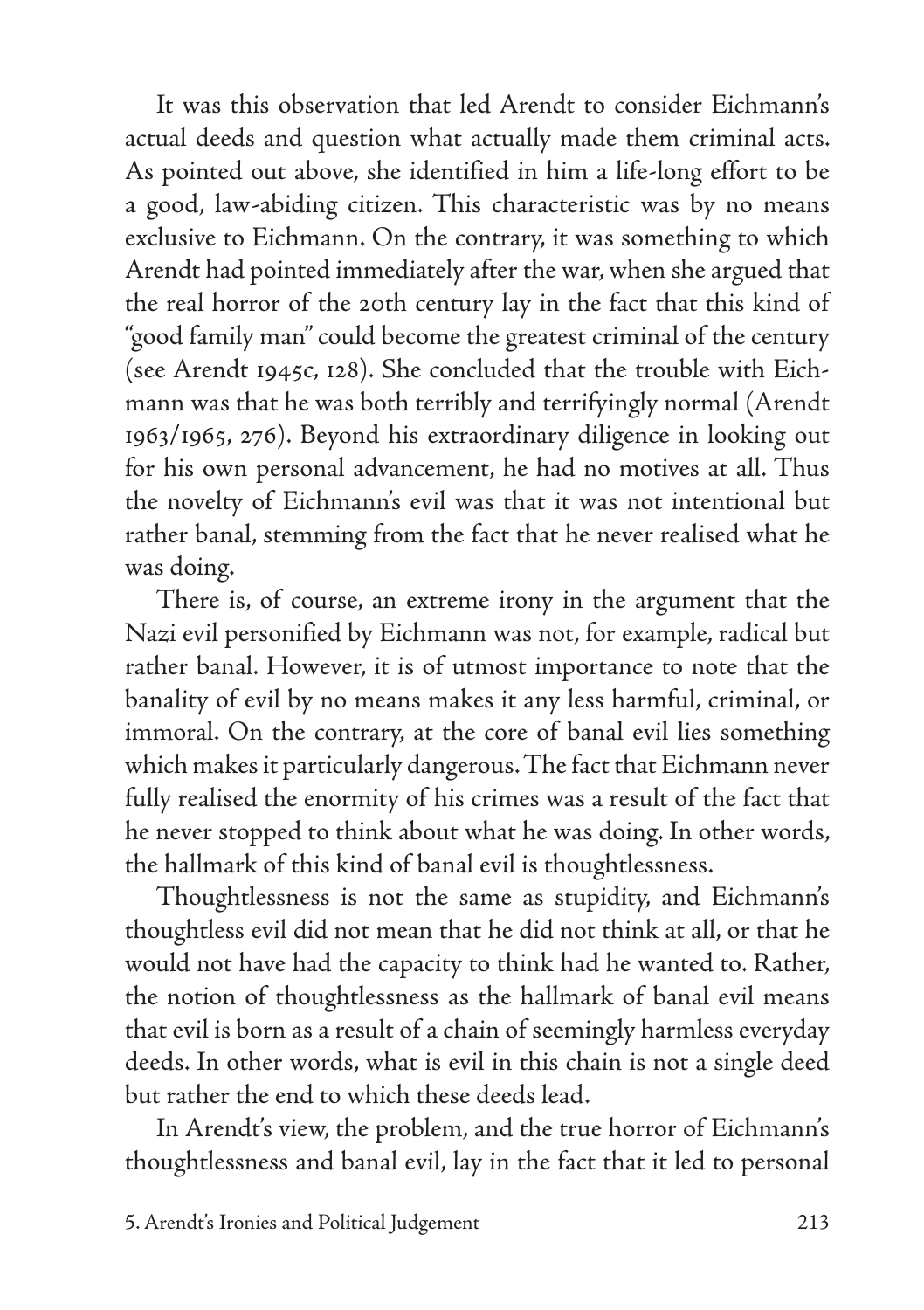It was this observation that led Arendt to consider Eichmann's actual deeds and question what actually made them criminal acts. As pointed out above, she identified in him a life-long effort to be a good, law-abiding citizen. This characteristic was by no means exclusive to Eichmann. On the contrary, it was something to which Arendt had pointed immediately after the war, when she argued that the real horror of the 20th century lay in the fact that this kind of "good family man" could become the greatest criminal of the century (see Arendt 1945c, 128). She concluded that the trouble with Eichmann was that he was both terribly and terrifyingly normal (Arendt 1963/1965, 276). Beyond his extraordinary diligence in looking out for his own personal advancement, he had no motives at all. Thus the novelty of Eichmann's evil was that it was not intentional but rather banal, stemming from the fact that he never realised what he was doing.

There is, of course, an extreme irony in the argument that the Nazi evil personified by Eichmann was not, for example, radical but rather banal. However, it is of utmost importance to note that the banality of evil by no means makes it any less harmful, criminal, or immoral. On the contrary, at the core of banal evil lies something which makes it particularly dangerous. The fact that Eichmann never fully realised the enormity of his crimes was a result of the fact that he never stopped to think about what he was doing. In other words, the hallmark of this kind of banal evil is thoughtlessness.

Thoughtlessness is not the same as stupidity, and Eichmann's thoughtless evil did not mean that he did not think at all, or that he would not have had the capacity to think had he wanted to. Rather, the notion of thoughtlessness as the hallmark of banal evil means that evil is born as a result of a chain of seemingly harmless everyday deeds. In other words, what is evil in this chain is not a single deed but rather the end to which these deeds lead.

In Arendt's view, the problem, and the true horror of Eichmann's thoughtlessness and banal evil, lay in the fact that it led to personal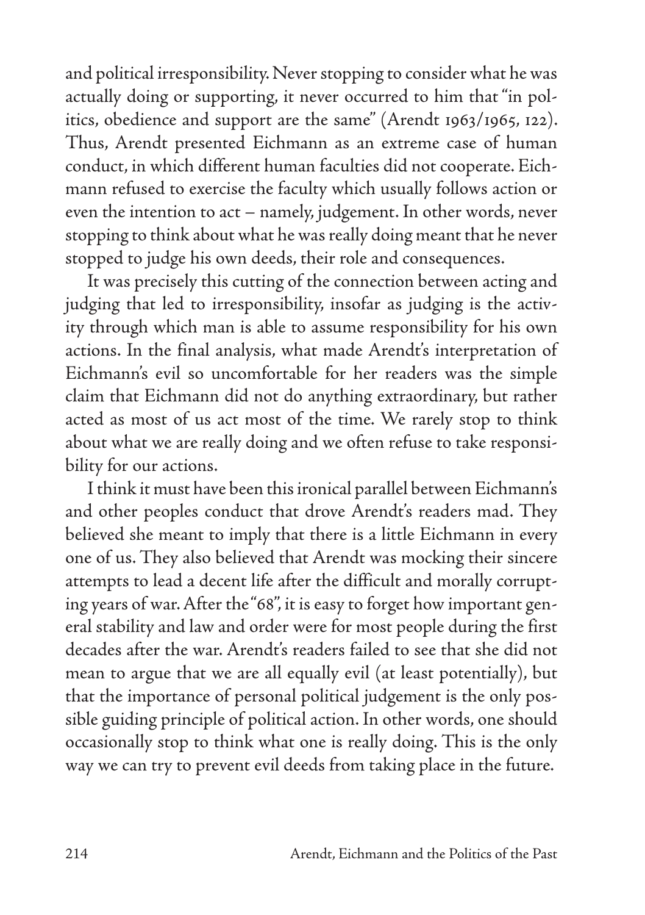and political irresponsibility. Never stopping to consider what he was actually doing or supporting, it never occurred to him that "in politics, obedience and support are the same" (Arendt 1963/1965, 122). Thus, Arendt presented Eichmann as an extreme case of human conduct, in which different human faculties did not cooperate. Eichmann refused to exercise the faculty which usually follows action or even the intention to act – namely, judgement. In other words, never stopping to think about what he was really doing meant that he never stopped to judge his own deeds, their role and consequences.

It was precisely this cutting of the connection between acting and judging that led to irresponsibility, insofar as judging is the activity through which man is able to assume responsibility for his own actions. In the final analysis, what made Arendt's interpretation of Eichmann's evil so uncomfortable for her readers was the simple claim that Eichmann did not do anything extraordinary, but rather acted as most of us act most of the time. We rarely stop to think about what we are really doing and we often refuse to take responsibility for our actions.

I think it must have been this ironical parallel between Eichmann's and other peoples conduct that drove Arendt's readers mad. They believed she meant to imply that there is a little Eichmann in every one of us. They also believed that Arendt was mocking their sincere attempts to lead a decent life after the difficult and morally corrupting years of war. After the "68", it is easy to forget how important general stability and law and order were for most people during the first decades after the war. Arendt's readers failed to see that she did not mean to argue that we are all equally evil (at least potentially), but that the importance of personal political judgement is the only possible guiding principle of political action. In other words, one should occasionally stop to think what one is really doing. This is the only way we can try to prevent evil deeds from taking place in the future.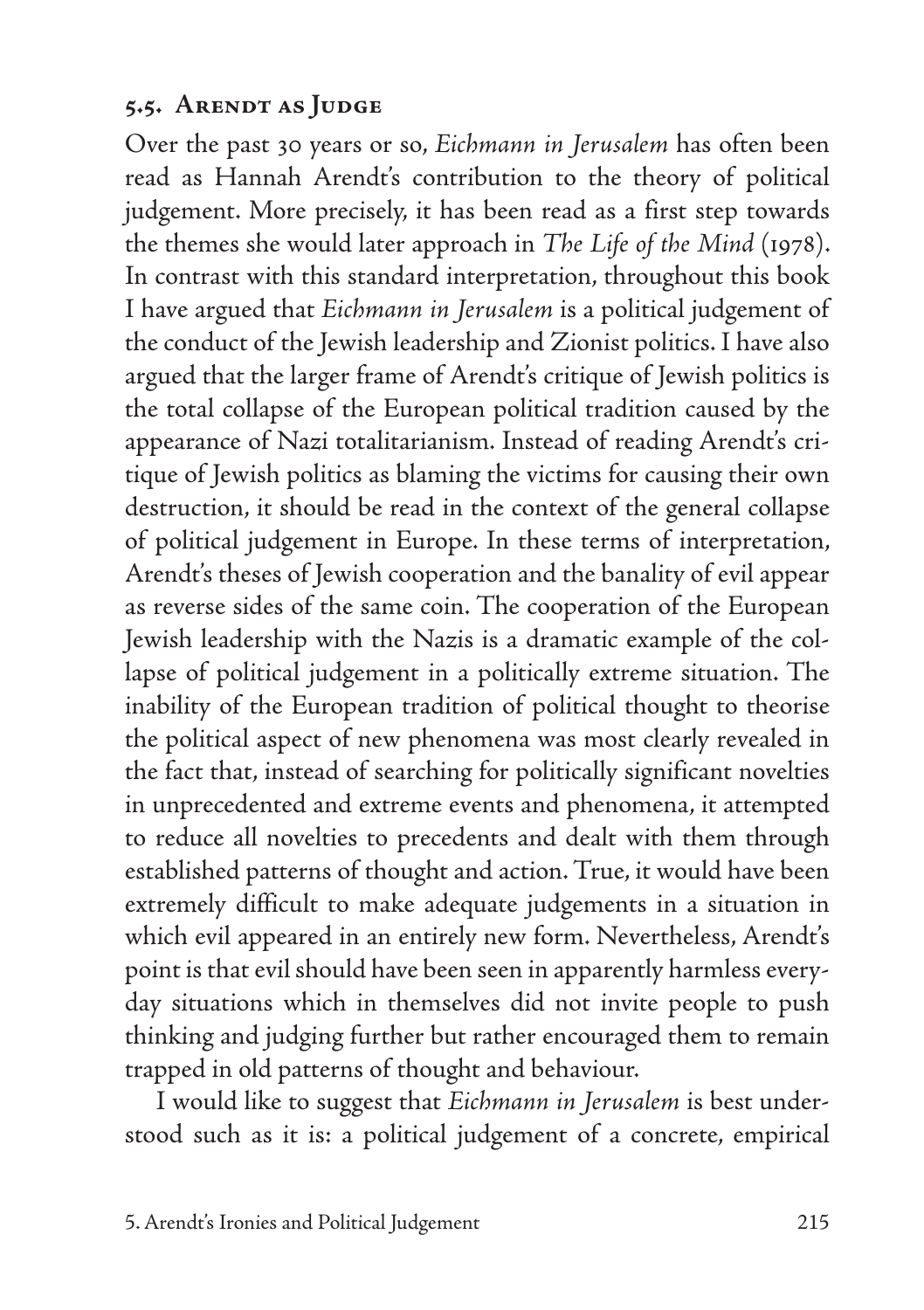## 5.5. Arendt as Judge

Over the past 30 years or so, *Eichmann in Jerusalem* has often been read as Hannah Arendt's contribution to the theory of political judgement. More precisely, it has been read as a first step towards the themes she would later approach in *The Life of the Mind* (1978). In contrast with this standard interpretation, throughout this book I have argued that *Eichmann in Jerusalem* is a political judgement of the conduct of the Jewish leadership and Zionist politics. I have also argued that the larger frame of Arendt's critique of Jewish politics is the total collapse of the European political tradition caused by the appearance of Nazi totalitarianism. Instead of reading Arendt's critique of Jewish politics as blaming the victims for causing their own destruction, it should be read in the context of the general collapse of political judgement in Europe. In these terms of interpretation, Arendt's theses of Jewish cooperation and the banality of evil appear as reverse sides of the same coin. The cooperation of the European Jewish leadership with the Nazis is a dramatic example of the collapse of political judgement in a politically extreme situation. The inability of the European tradition of political thought to theorise the political aspect of new phenomena was most clearly revealed in the fact that, instead of searching for politically significant novelties in unprecedented and extreme events and phenomena, it attempted to reduce all novelties to precedents and dealt with them through established patterns of thought and action. True, it would have been extremely difficult to make adequate judgements in a situation in which evil appeared in an entirely new form. Nevertheless, Arendt's point is that evil should have been seen in apparently harmless everyday situations which in themselves did not invite people to push thinking and judging further but rather encouraged them to remain trapped in old patterns of thought and behaviour.

I would like to suggest that *Eichmann in Jerusalem* is best understood such as it is: a political judgement of a concrete, empirical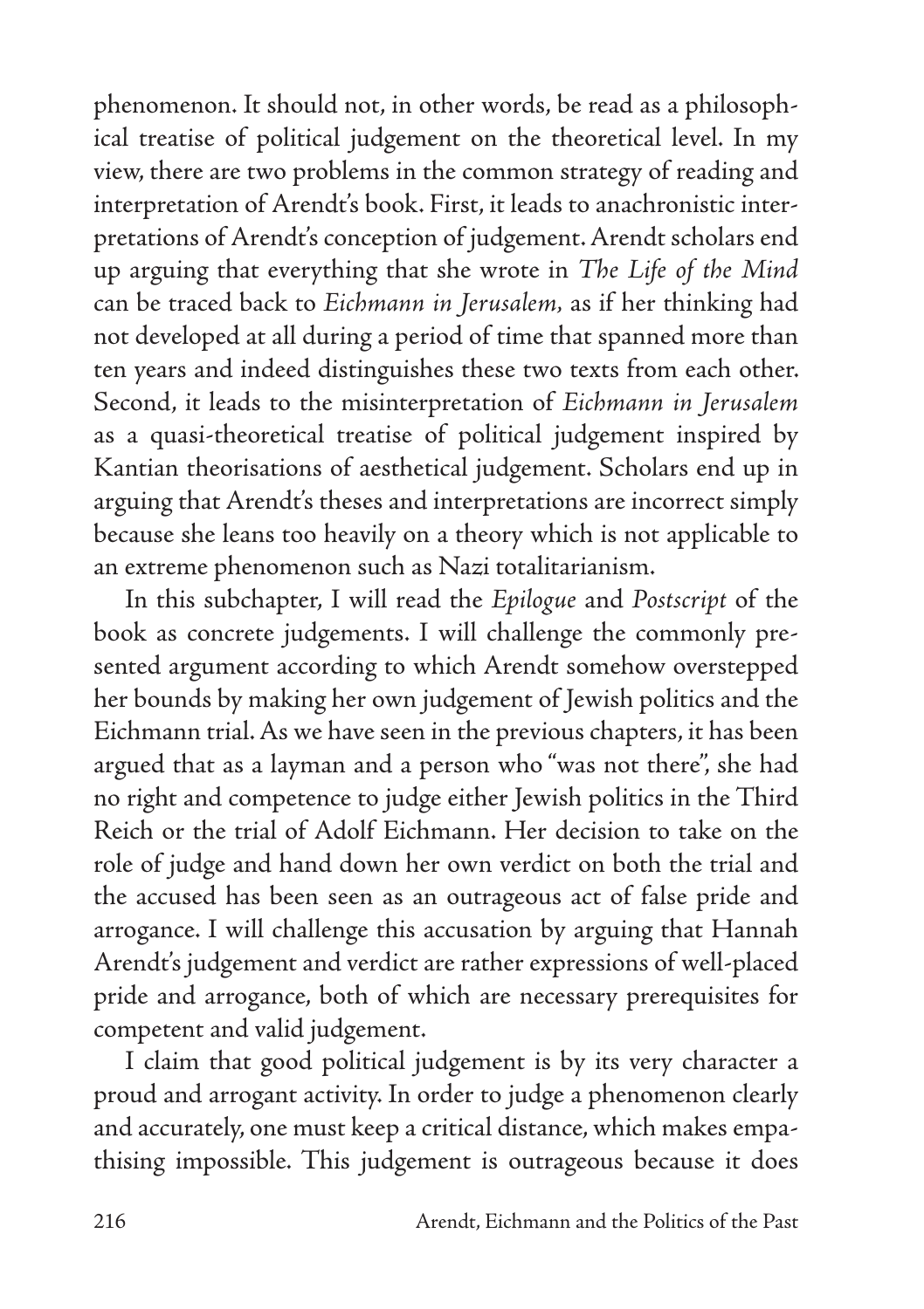phenomenon. It should not, in other words, be read as a philosophical treatise of political judgement on the theoretical level. In my view, there are two problems in the common strategy of reading and interpretation of Arendt's book. First, it leads to anachronistic interpretations of Arendt's conception of judgement. Arendt scholars end up arguing that everything that she wrote in *The Life of the Mind* can be traced back to *Eichmann in Jerusalem*, as if her thinking had not developed at all during a period of time that spanned more than ten years and indeed distinguishes these two texts from each other. Second, it leads to the misinterpretation of *Eichmann in Jerusalem* as a quasi-theoretical treatise of political judgement inspired by Kantian theorisations of aesthetical judgement. Scholars end up in arguing that Arendt's theses and interpretations are incorrect simply because she leans too heavily on a theory which is not applicable to an extreme phenomenon such as Nazi totalitarianism.

In this subchapter, I will read the *Epilogue* and *Postscript* of the book as concrete judgements. I will challenge the commonly presented argument according to which Arendt somehow overstepped her bounds by making her own judgement of Jewish politics and the Eichmann trial. As we have seen in the previous chapters, it has been argued that as a layman and a person who "was not there", she had no right and competence to judge either Jewish politics in the Third Reich or the trial of Adolf Eichmann. Her decision to take on the role of judge and hand down her own verdict on both the trial and the accused has been seen as an outrageous act of false pride and arrogance. I will challenge this accusation by arguing that Hannah Arendt's judgement and verdict are rather expressions of well-placed pride and arrogance, both of which are necessary prerequisites for competent and valid judgement.

I claim that good political judgement is by its very character a proud and arrogant activity. In order to judge a phenomenon clearly and accurately, one must keep a critical distance, which makes empathising impossible. This judgement is outrageous because it does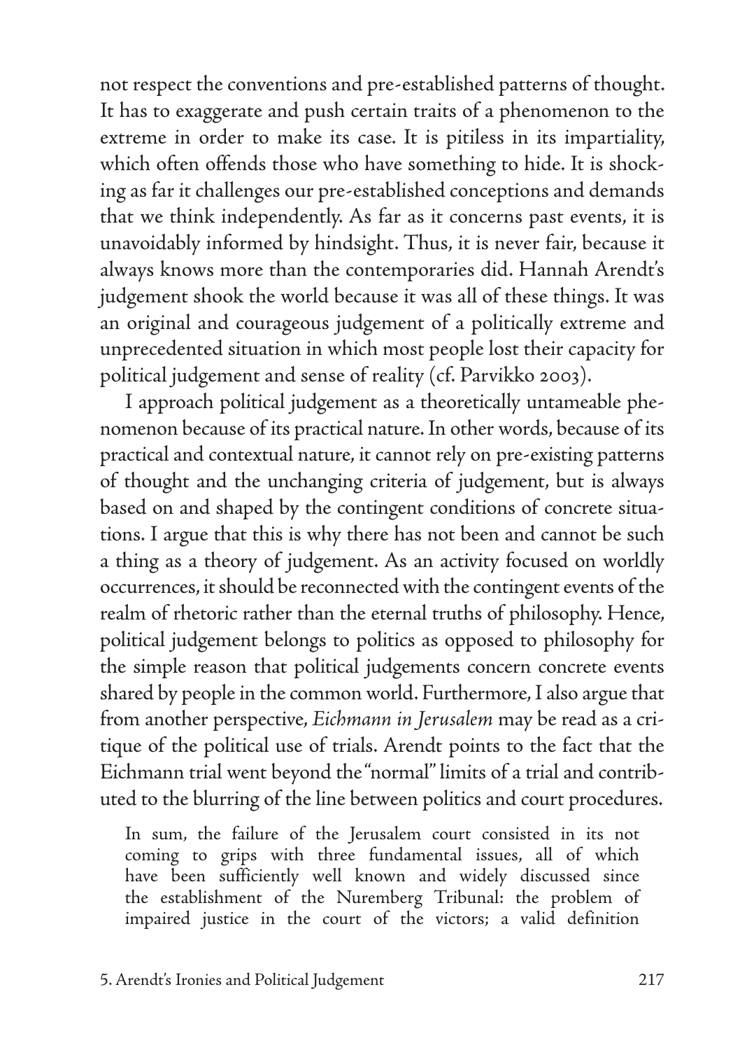not respect the conventions and pre-established patterns of thought. It has to exaggerate and push certain traits of a phenomenon to the extreme in order to make its case. It is pitiless in its impartiality, which often offends those who have something to hide. It is shocking as far it challenges our pre-established conceptions and demands that we think independently. As far as it concerns past events, it is unavoidably informed by hindsight. Thus, it is never fair, because it always knows more than the contemporaries did. Hannah Arendt's judgement shook the world because it was all of these things. It was an original and courageous judgement of a politically extreme and unprecedented situation in which most people lost their capacity for political judgement and sense of reality (cf. Parvikko 2003).

I approach political judgement as a theoretically untameable phenomenon because of its practical nature. In other words, because of its practical and contextual nature, it cannot rely on pre-existing patterns of thought and the unchanging criteria of judgement, but is always based on and shaped by the contingent conditions of concrete situations. I argue that this is why there has not been and cannot be such a thing as a theory of judgement. As an activity focused on worldly occurrences, it should be reconnected with the contingent events of the realm of rhetoric rather than the eternal truths of philosophy. Hence, political judgement belongs to politics as opposed to philosophy for the simple reason that political judgements concern concrete events shared by people in the common world. Furthermore, I also argue that from another perspective, *Eichmann in Jerusalem* may be read as a critique of the political use of trials. Arendt points to the fact that the Eichmann trial went beyond the "normal" limits of a trial and contributed to the blurring of the line between politics and court procedures.

> In sum, the failure of the Jerusalem court consisted in its not coming to grips with three fundamental issues, all of which have been sufficiently well known and widely discussed since the establishment of the Nuremberg Tribunal: the problem of impaired justice in the court of the victors; a valid definition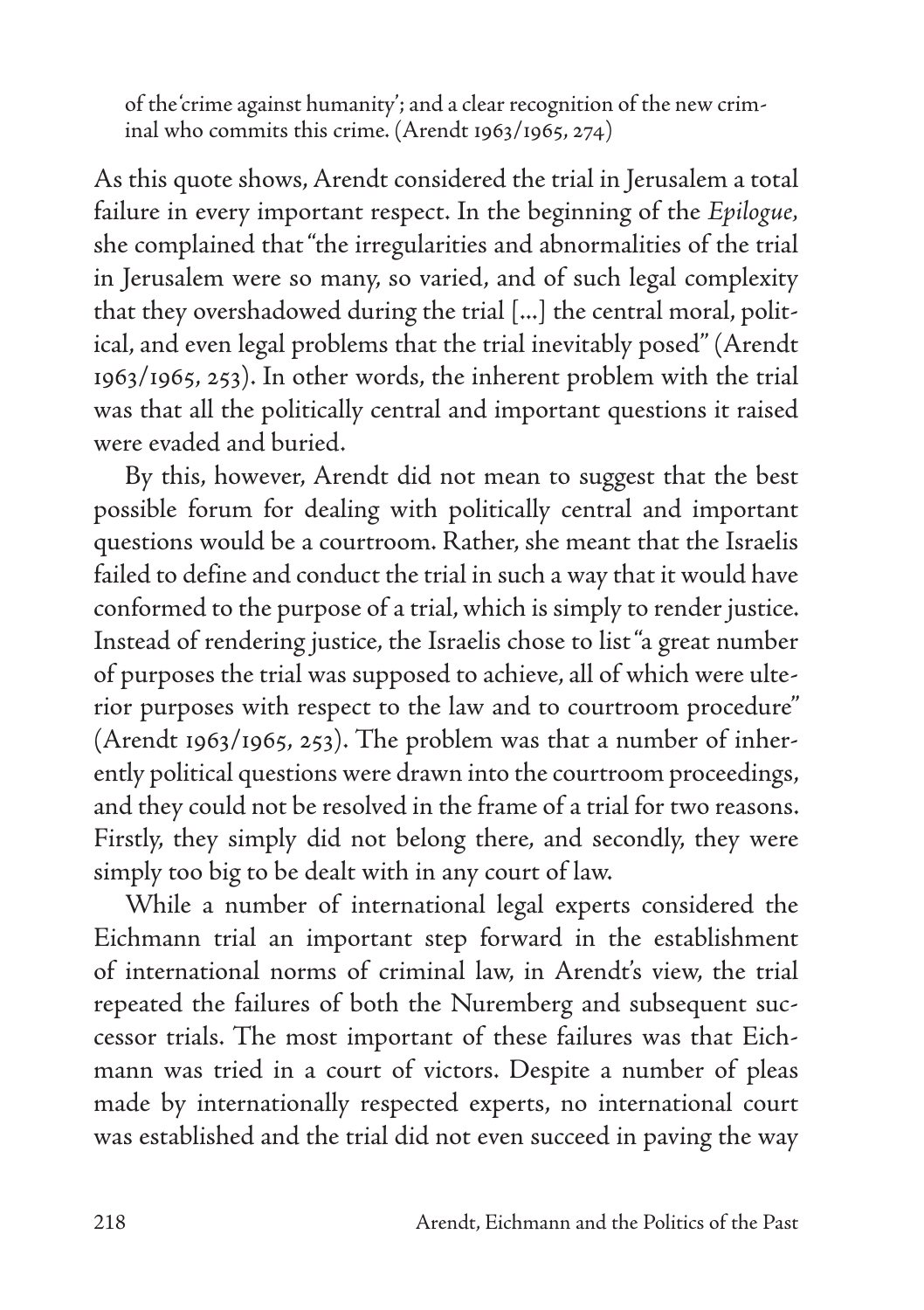of the 'crime against humanity'; and a clear recognition of the new criminal who commits this crime. (Arendt 1963/1965, 274)

As this quote shows, Arendt considered the trial in Jerusalem a total failure in every important respect. In the beginning of the *Epilogue*, she complained that "the irregularities and abnormalities of the trial in Jerusalem were so many, so varied, and of such legal complexity that they overshadowed during the trial [...] the central moral, political, and even legal problems that the trial inevitably posed" (Arendt 1963/1965, 253). In other words, the inherent problem with the trial was that all the politically central and important questions it raised were evaded and buried.

By this, however, Arendt did not mean to suggest that the best possible forum for dealing with politically central and important questions would be a courtroom. Rather, she meant that the Israelis failed to define and conduct the trial in such a way that it would have conformed to the purpose of a trial, which is simply to render justice. Instead of rendering justice, the Israelis chose to list "a great number of purposes the trial was supposed to achieve, all of which were ulterior purposes with respect to the law and to courtroom procedure" (Arendt 1963/1965, 253). The problem was that a number of inherently political questions were drawn into the courtroom proceedings, and they could not be resolved in the frame of a trial for two reasons. Firstly, they simply did not belong there, and secondly, they were simply too big to be dealt with in any court of law.

While a number of international legal experts considered the Eichmann trial an important step forward in the establishment of international norms of criminal law, in Arendt's view, the trial repeated the failures of both the Nuremberg and subsequent successor trials. The most important of these failures was that Eichmann was tried in a court of victors. Despite a number of pleas made by internationally respected experts, no international court was established and the trial did not even succeed in paving the way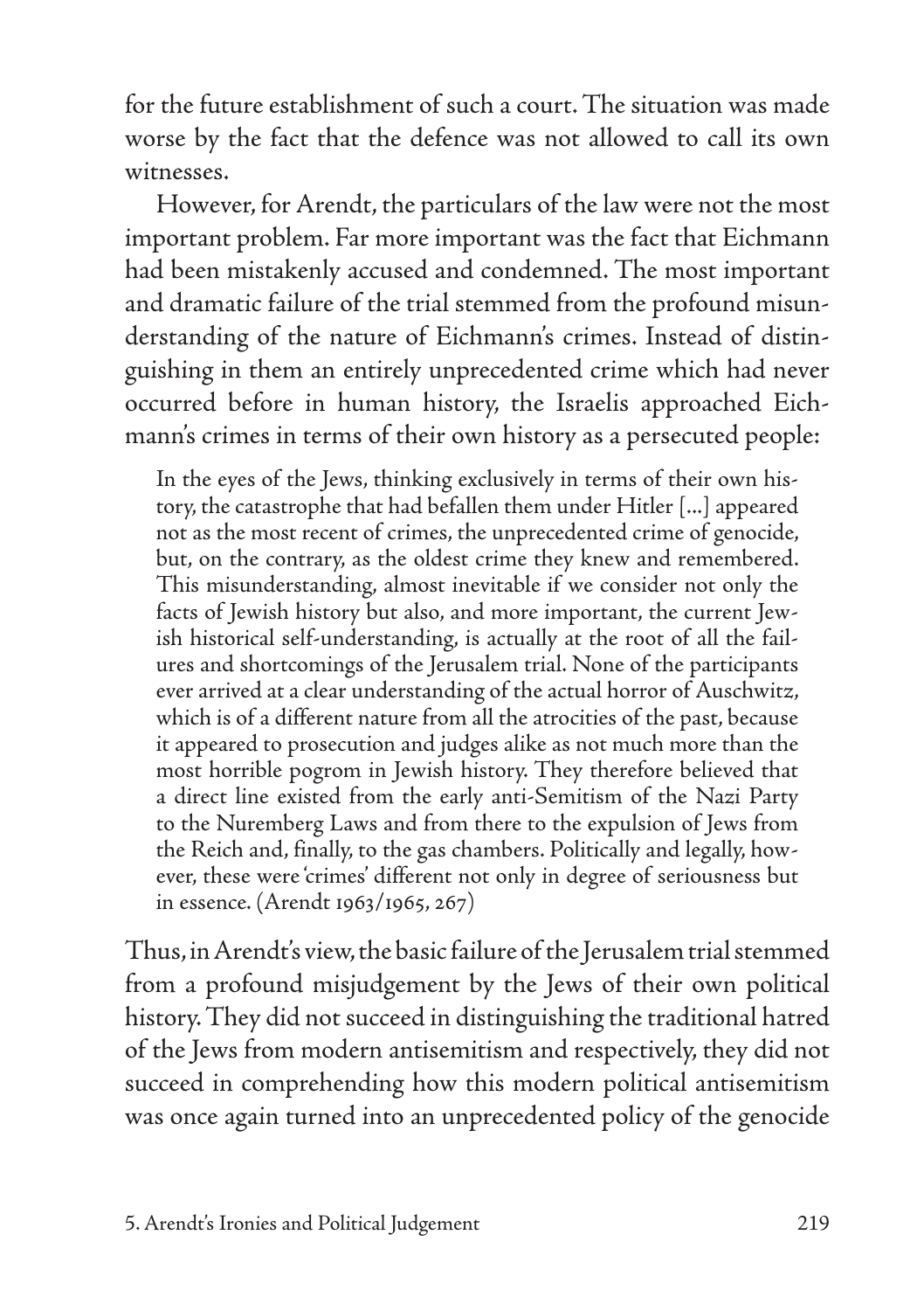for the future establishment of such a court. The situation was made worse by the fact that the defence was not allowed to call its own witnesses.

However, for Arendt, the particulars of the law were not the most important problem. Far more important was the fact that Eichmann had been mistakenly accused and condemned. The most important and dramatic failure of the trial stemmed from the profound misunderstanding of the nature of Eichmann's crimes. Instead of distinguishing in them an entirely unprecedented crime which had never occurred before in human history, the Israelis approached Eichmann's crimes in terms of their own history as a persecuted people:

> In the eyes of the Jews, thinking exclusively in terms of their own history, the catastrophe that had befallen them under Hitler [...] appeared not as the most recent of crimes, the unprecedented crime of genocide, but, on the contrary, as the oldest crime they knew and remembered. This misunderstanding, almost inevitable if we consider not only the facts of Jewish history but also, and more important, the current Jewish historical self-understanding, is actually at the root of all the failures and shortcomings of the Jerusalem trial. None of the participants ever arrived at a clear understanding of the actual horror of Auschwitz, which is of a different nature from all the atrocities of the past, because it appeared to prosecution and judges alike as not much more than the most horrible pogrom in Jewish history. They therefore believed that a direct line existed from the early anti-Semitism of the Nazi Party to the Nuremberg Laws and from there to the expulsion of Jews from the Reich and, finally, to the gas chambers. Politically and legally, however, these were 'crimes' different not only in degree of seriousness but in essence. (Arendt 1963/1965, 267)

Thus, in Arendt's view, the basic failure of the Jerusalem trial stemmed from a profound misjudgement by the Jews of their own political history. They did not succeed in distinguishing the traditional hatred of the Jews from modern antisemitism and respectively, they did not succeed in comprehending how this modern political antisemitism was once again turned into an unprecedented policy of the genocide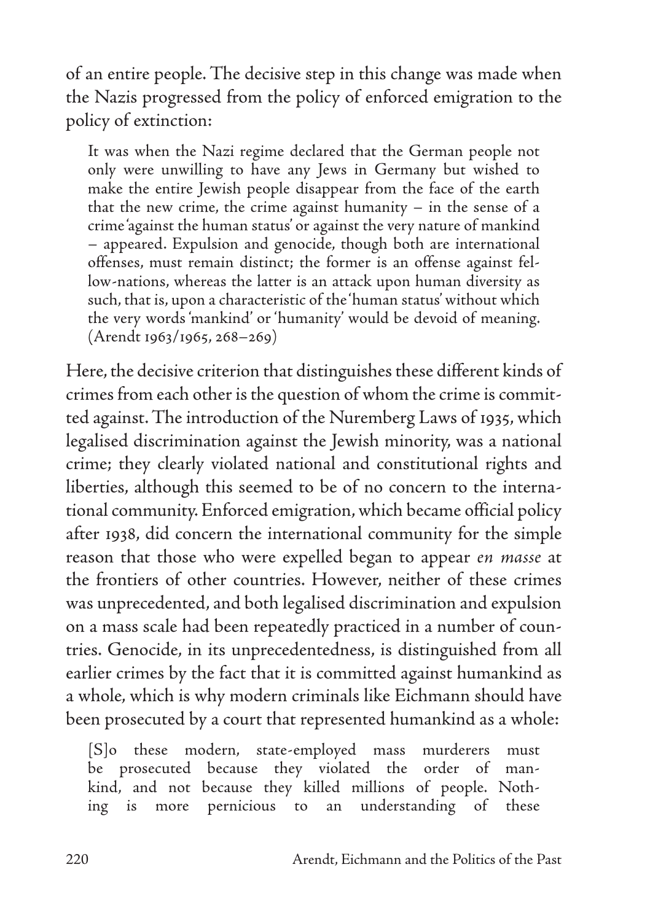of an entire people. The decisive step in this change was made when the Nazis progressed from the policy of enforced emigration to the policy of extinction:

> It was when the Nazi regime declared that the German people not only were unwilling to have any Jews in Germany but wished to make the entire Jewish people disappear from the face of the earth that the new crime, the crime against humanity – in the sense of a crime 'against the human status' or against the very nature of mankind – appeared. Expulsion and genocide, though both are international offenses, must remain distinct; the former is an offense against fellow-nations, whereas the latter is an attack upon human diversity as such, that is, upon a characteristic of the 'human status' without which the very words 'mankind' or 'humanity' would be devoid of meaning. (Arendt 1963/1965, 268–269)

Here, the decisive criterion that distinguishes these different kinds of crimes from each other is the question of whom the crime is committed against. The introduction of the Nuremberg Laws of 1935, which legalised discrimination against the Jewish minority, was a national crime; they clearly violated national and constitutional rights and liberties, although this seemed to be of no concern to the international community. Enforced emigration, which became official policy after 1938, did concern the international community for the simple reason that those who were expelled began to appear *en masse* at the frontiers of other countries. However, neither of these crimes was unprecedented, and both legalised discrimination and expulsion on a mass scale had been repeatedly practiced in a number of countries. Genocide, in its unprecedentedness, is distinguished from all earlier crimes by the fact that it is committed against humankind as a whole, which is why modern criminals like Eichmann should have been prosecuted by a court that represented humankind as a whole:

> [S]o these modern, state-employed mass murderers must be prosecuted because they violated the order of mankind, and not because they killed millions of people. Nothing is more pernicious to an understanding of these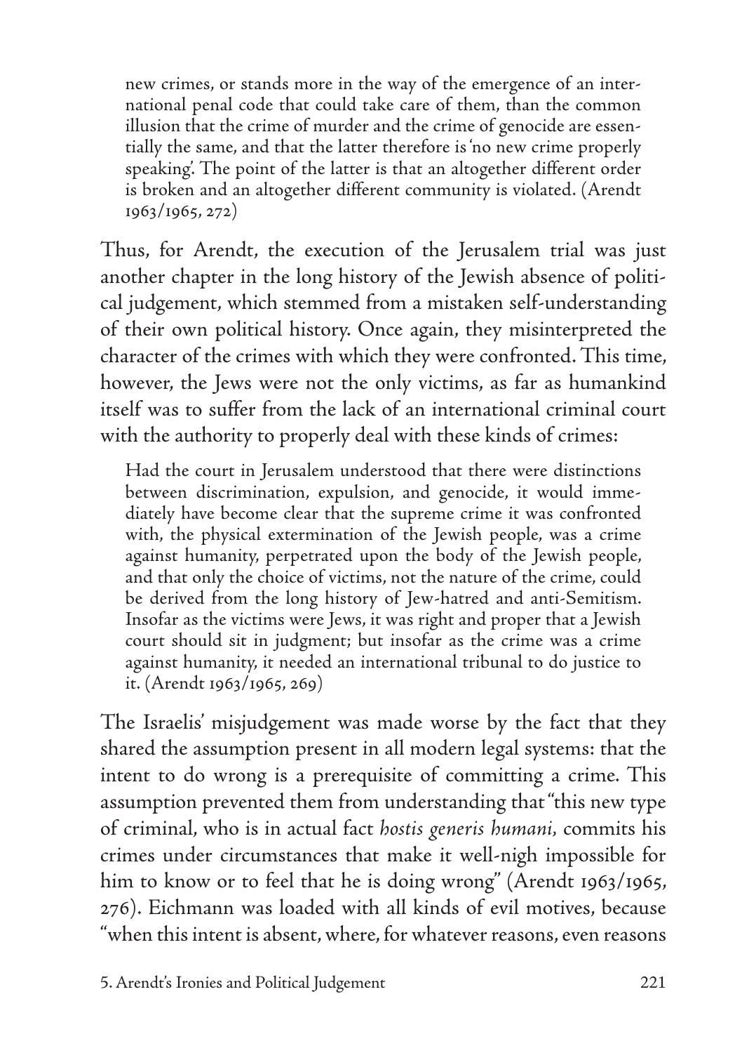> new crimes, or stands more in the way of the emergence of an international penal code that could take care of them, than the common illusion that the crime of murder and the crime of genocide are essentially the same, and that the latter therefore is 'no new crime properly speaking'. The point of the latter is that an altogether different order is broken and an altogether different community is violated. (Arendt 1963/1965, 272)

Thus, for Arendt, the execution of the Jerusalem trial was just another chapter in the long history of the Jewish absence of political judgement, which stemmed from a mistaken self-understanding of their own political history. Once again, they misinterpreted the character of the crimes with which they were confronted. This time, however, the Jews were not the only victims, as far as humankind itself was to suffer from the lack of an international criminal court with the authority to properly deal with these kinds of crimes:

> Had the court in Jerusalem understood that there were distinctions between discrimination, expulsion, and genocide, it would immediately have become clear that the supreme crime it was confronted with, the physical extermination of the Jewish people, was a crime against humanity, perpetrated upon the body of the Jewish people, and that only the choice of victims, not the nature of the crime, could be derived from the long history of Jew-hatred and anti-Semitism. Insofar as the victims were Jews, it was right and proper that a Jewish court should sit in judgment; but insofar as the crime was a crime against humanity, it needed an international tribunal to do justice to it. (Arendt 1963/1965, 269)

The Israelis' misjudgement was made worse by the fact that they shared the assumption present in all modern legal systems: that the intent to do wrong is a prerequisite of committing a crime. This assumption prevented them from understanding that "this new type of criminal, who is in actual fact *hostis generis humani*, commits his crimes under circumstances that make it well-nigh impossible for him to know or to feel that he is doing wrong" (Arendt 1963/1965, 276). Eichmann was loaded with all kinds of evil motives, because "when this intent is absent, where, for whatever reasons, even reasons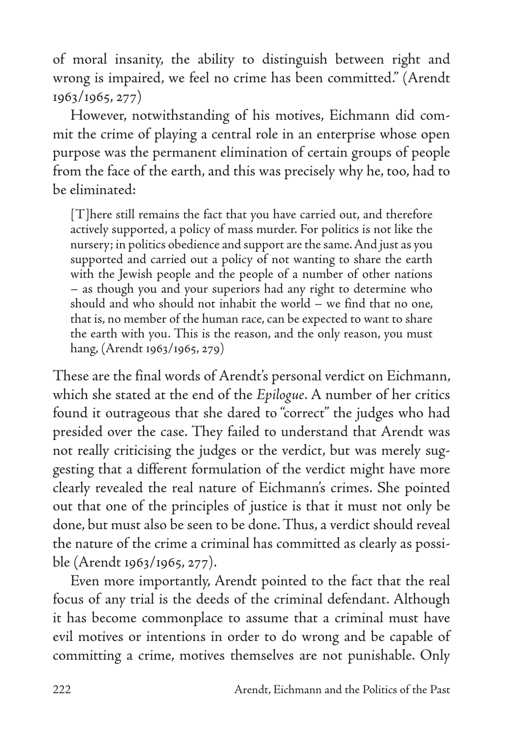of moral insanity, the ability to distinguish between right and wrong is impaired, we feel no crime has been committed." (Arendt 1963/1965, 277)

However, notwithstanding of his motives, Eichmann did commit the crime of playing a central role in an enterprise whose open purpose was the permanent elimination of certain groups of people from the face of the earth, and this was precisely why he, too, had to be eliminated:

> [T]here still remains the fact that you have carried out, and therefore actively supported, a policy of mass murder. For politics is not like the nursery; in politics obedience and support are the same. And just as you supported and carried out a policy of not wanting to share the earth with the Jewish people and the people of a number of other nations – as though you and your superiors had any right to determine who should and who should not inhabit the world – we find that no one, that is, no member of the human race, can be expected to want to share the earth with you. This is the reason, and the only reason, you must hang, (Arendt 1963/1965, 279)

These are the final words of Arendt's personal verdict on Eichmann, which she stated at the end of the *Epilogue*. A number of her critics found it outrageous that she dared to "correct" the judges who had presided over the case. They failed to understand that Arendt was not really criticising the judges or the verdict, but was merely suggesting that a different formulation of the verdict might have more clearly revealed the real nature of Eichmann's crimes. She pointed out that one of the principles of justice is that it must not only be done, but must also be seen to be done. Thus, a verdict should reveal the nature of the crime a criminal has committed as clearly as possible (Arendt 1963/1965, 277).

Even more importantly, Arendt pointed to the fact that the real focus of any trial is the deeds of the criminal defendant. Although it has become commonplace to assume that a criminal must have evil motives or intentions in order to do wrong and be capable of committing a crime, motives themselves are not punishable. Only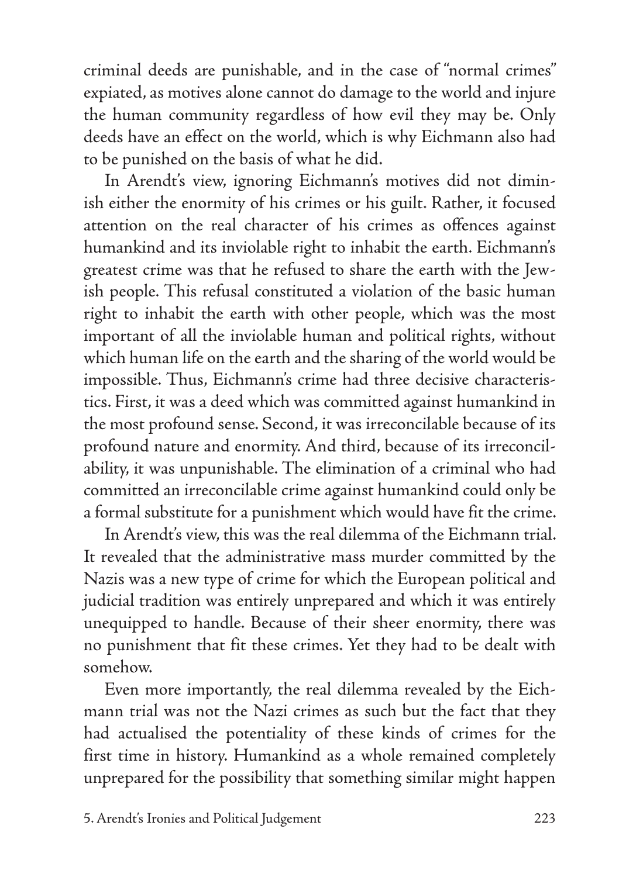criminal deeds are punishable, and in the case of "normal crimes" expiated, as motives alone cannot do damage to the world and injure the human community regardless of how evil they may be. Only deeds have an effect on the world, which is why Eichmann also had to be punished on the basis of what he did.

In Arendt's view, ignoring Eichmann's motives did not diminish either the enormity of his crimes or his guilt. Rather, it focused attention on the real character of his crimes as offences against humankind and its inviolable right to inhabit the earth. Eichmann's greatest crime was that he refused to share the earth with the Jewish people. This refusal constituted a violation of the basic human right to inhabit the earth with other people, which was the most important of all the inviolable human and political rights, without which human life on the earth and the sharing of the world would be impossible. Thus, Eichmann's crime had three decisive characteristics. First, it was a deed which was committed against humankind in the most profound sense. Second, it was irreconcilable because of its profound nature and enormity. And third, because of its irreconcilability, it was unpunishable. The elimination of a criminal who had committed an irreconcilable crime against humankind could only be a formal substitute for a punishment which would have fit the crime.

In Arendt's view, this was the real dilemma of the Eichmann trial. It revealed that the administrative mass murder committed by the Nazis was a new type of crime for which the European political and judicial tradition was entirely unprepared and which it was entirely unequipped to handle. Because of their sheer enormity, there was no punishment that fit these crimes. Yet they had to be dealt with somehow.

Even more importantly, the real dilemma revealed by the Eichmann trial was not the Nazi crimes as such but the fact that they had actualised the potentiality of these kinds of crimes for the first time in history. Humankind as a whole remained completely unprepared for the possibility that something similar might happen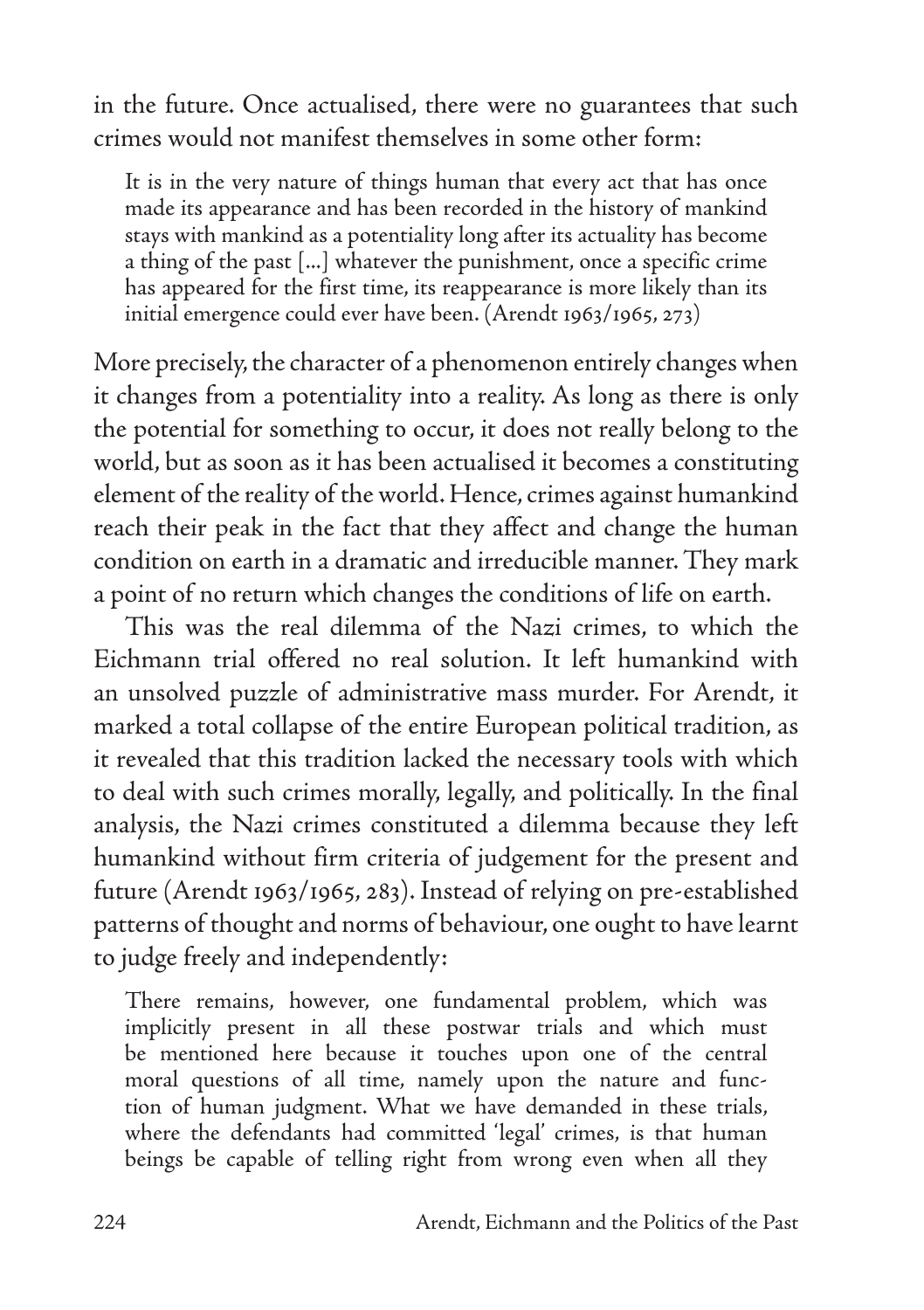in the future. Once actualised, there were no guarantees that such crimes would not manifest themselves in some other form:

> It is in the very nature of things human that every act that has once made its appearance and has been recorded in the history of mankind stays with mankind as a potentiality long after its actuality has become a thing of the past [...] whatever the punishment, once a specific crime has appeared for the first time, its reappearance is more likely than its initial emergence could ever have been. (Arendt 1963/1965, 273)

More precisely, the character of a phenomenon entirely changes when it changes from a potentiality into a reality. As long as there is only the potential for something to occur, it does not really belong to the world, but as soon as it has been actualised it becomes a constituting element of the reality of the world. Hence, crimes against humankind reach their peak in the fact that they affect and change the human condition on earth in a dramatic and irreducible manner. They mark a point of no return which changes the conditions of life on earth.

This was the real dilemma of the Nazi crimes, to which the Eichmann trial offered no real solution. It left humankind with an unsolved puzzle of administrative mass murder. For Arendt, it marked a total collapse of the entire European political tradition, as it revealed that this tradition lacked the necessary tools with which to deal with such crimes morally, legally, and politically. In the final analysis, the Nazi crimes constituted a dilemma because they left humankind without firm criteria of judgement for the present and future (Arendt 1963/1965, 283). Instead of relying on pre-established patterns of thought and norms of behaviour, one ought to have learnt to judge freely and independently:

> There remains, however, one fundamental problem, which was implicitly present in all these postwar trials and which must be mentioned here because it touches upon one of the central moral questions of all time, namely upon the nature and function of human judgment. What we have demanded in these trials, where the defendants had committed 'legal' crimes, is that human beings be capable of telling right from wrong even when all they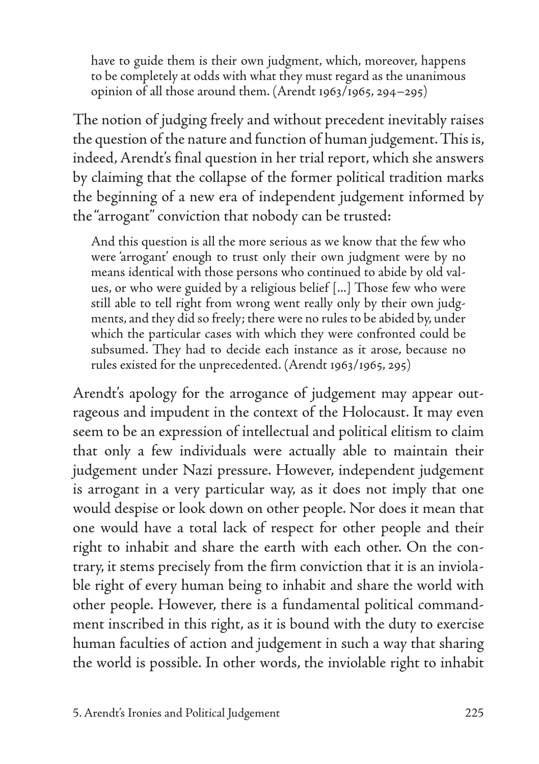> have to guide them is their own judgment, which, moreover, happens to be completely at odds with what they must regard as the unanimous opinion of all those around them. (Arendt 1963/1965, 294–295)

The notion of judging freely and without precedent inevitably raises the question of the nature and function of human judgement. This is, indeed, Arendt's final question in her trial report, which she answers by claiming that the collapse of the former political tradition marks the beginning of a new era of independent judgement informed by the "arrogant" conviction that nobody can be trusted:

> And this question is all the more serious as we know that the few who were 'arrogant' enough to trust only their own judgment were by no means identical with those persons who continued to abide by old values, or who were guided by a religious belief [...] Those few who were still able to tell right from wrong went really only by their own judgments, and they did so freely; there were no rules to be abided by, under which the particular cases with which they were confronted could be subsumed. They had to decide each instance as it arose, because no rules existed for the unprecedented. (Arendt 1963/1965, 295)

Arendt's apology for the arrogance of judgement may appear outrageous and impudent in the context of the Holocaust. It may even seem to be an expression of intellectual and political elitism to claim that only a few individuals were actually able to maintain their judgement under Nazi pressure. However, independent judgement is arrogant in a very particular way, as it does not imply that one would despise or look down on other people. Nor does it mean that one would have a total lack of respect for other people and their right to inhabit and share the earth with each other. On the contrary, it stems precisely from the firm conviction that it is an inviolable right of every human being to inhabit and share the world with other people. However, there is a fundamental political commandment inscribed in this right, as it is bound with the duty to exercise human faculties of action and judgement in such a way that sharing the world is possible. In other words, the inviolable right to inhabit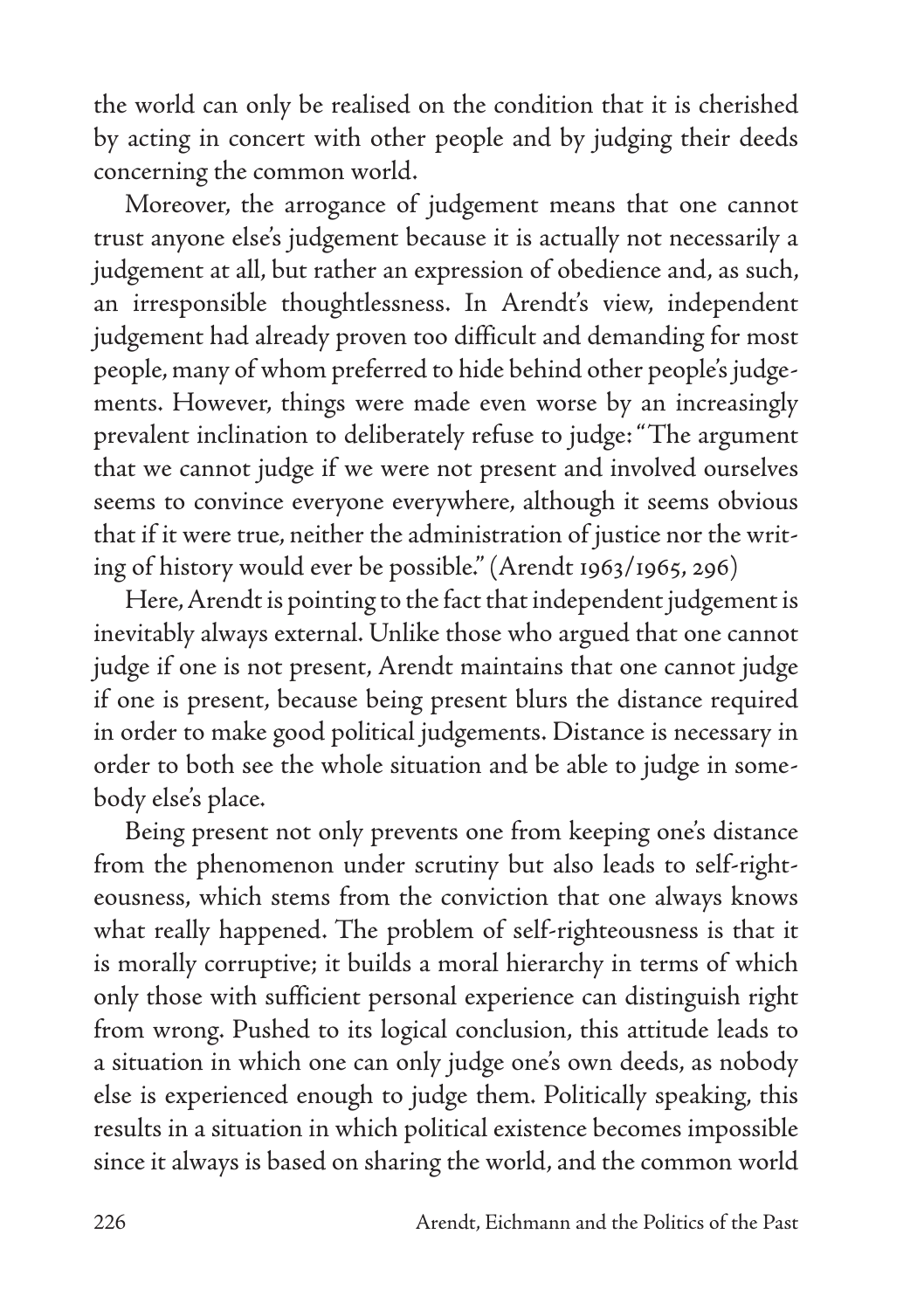the world can only be realised on the condition that it is cherished by acting in concert with other people and by judging their deeds concerning the common world.

Moreover, the arrogance of judgement means that one cannot trust anyone else's judgement because it is actually not necessarily a judgement at all, but rather an expression of obedience and, as such, an irresponsible thoughtlessness. In Arendt's view, independent judgement had already proven too difficult and demanding for most people, many of whom preferred to hide behind other people's judgements. However, things were made even worse by an increasingly prevalent inclination to deliberately refuse to judge: "The argument that we cannot judge if we were not present and involved ourselves seems to convince everyone everywhere, although it seems obvious that if it were true, neither the administration of justice nor the writing of history would ever be possible." (Arendt 1963/1965, 296)

Here, Arendt is pointing to the fact that independent judgement is inevitably always external. Unlike those who argued that one cannot judge if one is not present, Arendt maintains that one cannot judge if one is present, because being present blurs the distance required in order to make good political judgements. Distance is necessary in order to both see the whole situation and be able to judge in somebody else's place.

Being present not only prevents one from keeping one's distance from the phenomenon under scrutiny but also leads to self-righteousness, which stems from the conviction that one always knows what really happened. The problem of self-righteousness is that it is morally corruptive; it builds a moral hierarchy in terms of which only those with sufficient personal experience can distinguish right from wrong. Pushed to its logical conclusion, this attitude leads to a situation in which one can only judge one's own deeds, as nobody else is experienced enough to judge them. Politically speaking, this results in a situation in which political existence becomes impossible since it always is based on sharing the world, and the common world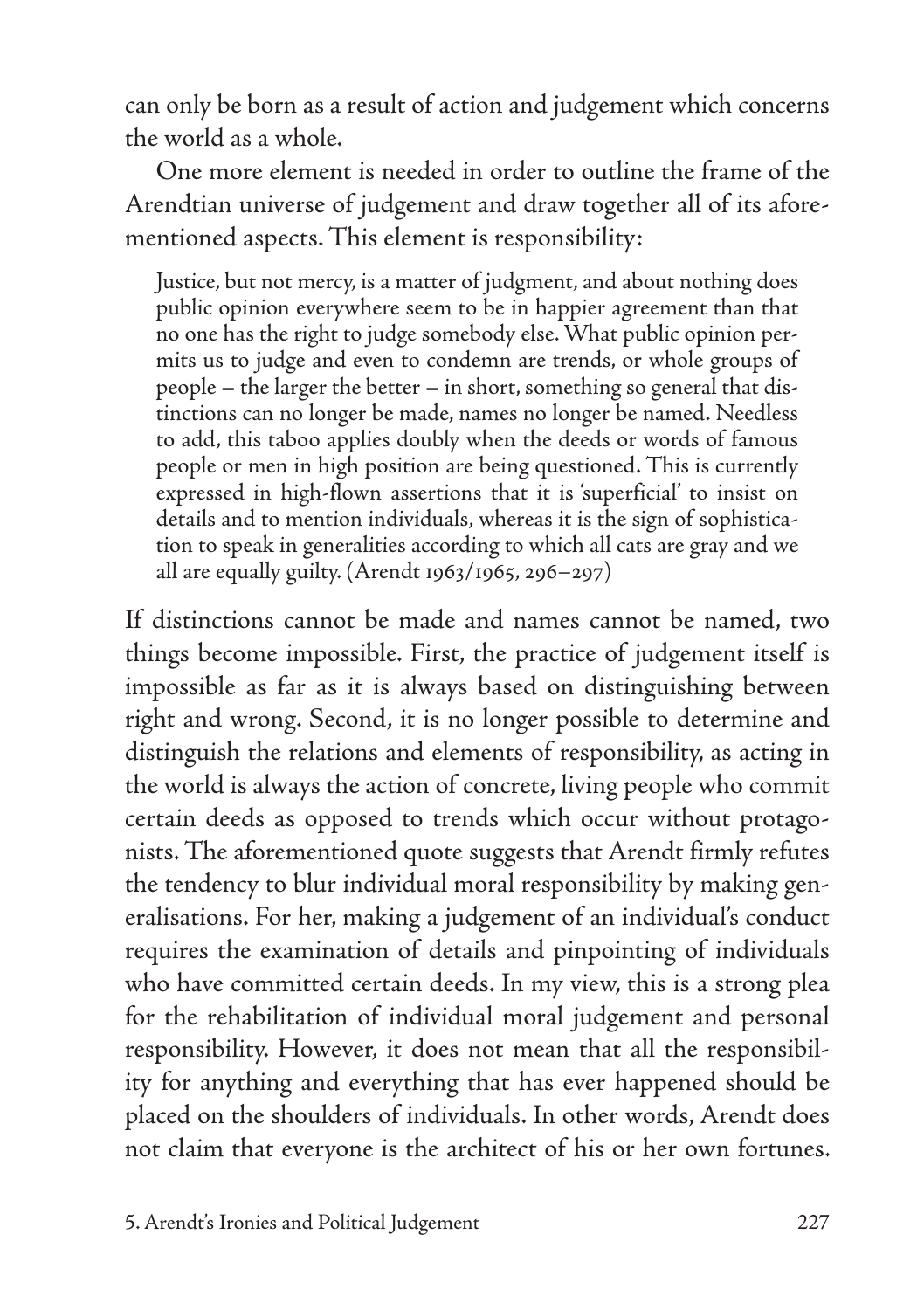can only be born as a result of action and judgement which concerns the world as a whole.

One more element is needed in order to outline the frame of the Arendtian universe of judgement and draw together all of its aforementioned aspects. This element is responsibility:

> Justice, but not mercy, is a matter of judgment, and about nothing does public opinion everywhere seem to be in happier agreement than that no one has the right to judge somebody else. What public opinion permits us to judge and even to condemn are trends, or whole groups of people – the larger the better – in short, something so general that distinctions can no longer be made, names no longer be named. Needless to add, this taboo applies doubly when the deeds or words of famous people or men in high position are being questioned. This is currently expressed in high-flown assertions that it is 'superficial' to insist on details and to mention individuals, whereas it is the sign of sophistication to speak in generalities according to which all cats are gray and we all are equally guilty. (Arendt 1963/1965, 296–297)

If distinctions cannot be made and names cannot be named, two things become impossible. First, the practice of judgement itself is impossible as far as it is always based on distinguishing between right and wrong. Second, it is no longer possible to determine and distinguish the relations and elements of responsibility, as acting in the world is always the action of concrete, living people who commit certain deeds as opposed to trends which occur without protagonists. The aforementioned quote suggests that Arendt firmly refutes the tendency to blur individual moral responsibility by making generalisations. For her, making a judgement of an individual's conduct requires the examination of details and pinpointing of individuals who have committed certain deeds. In my view, this is a strong plea for the rehabilitation of individual moral judgement and personal responsibility. However, it does not mean that all the responsibility for anything and everything that has ever happened should be placed on the shoulders of individuals. In other words, Arendt does not claim that everyone is the architect of his or her own fortunes.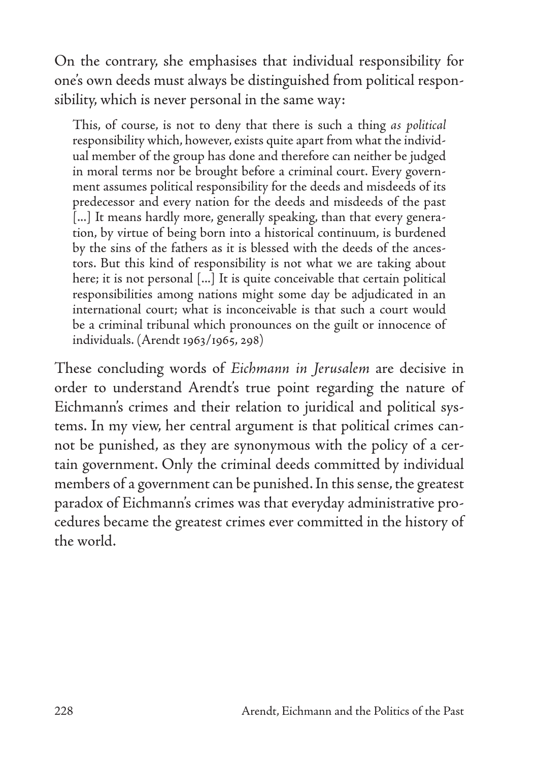On the contrary, she emphasises that individual responsibility for one's own deeds must always be distinguished from political responsibility, which is never personal in the same way:

> This, of course, is not to deny that there is such a thing *as political* responsibility which, however, exists quite apart from what the individual member of the group has done and therefore can neither be judged in moral terms nor be brought before a criminal court. Every government assumes political responsibility for the deeds and misdeeds of its predecessor and every nation for the deeds and misdeeds of the past [...] It means hardly more, generally speaking, than that every generation, by virtue of being born into a historical continuum, is burdened by the sins of the fathers as it is blessed with the deeds of the ancestors. But this kind of responsibility is not what we are taking about here; it is not personal [...] It is quite conceivable that certain political responsibilities among nations might some day be adjudicated in an international court; what is inconceivable is that such a court would be a criminal tribunal which pronounces on the guilt or innocence of individuals. (Arendt 1963/1965, 298)

These concluding words of *Eichmann in Jerusalem* are decisive in order to understand Arendt's true point regarding the nature of Eichmann's crimes and their relation to juridical and political systems. In my view, her central argument is that political crimes cannot be punished, as they are synonymous with the policy of a certain government. Only the criminal deeds committed by individual members of a government can be punished. In this sense, the greatest paradox of Eichmann's crimes was that everyday administrative procedures became the greatest crimes ever committed in the history of the world.